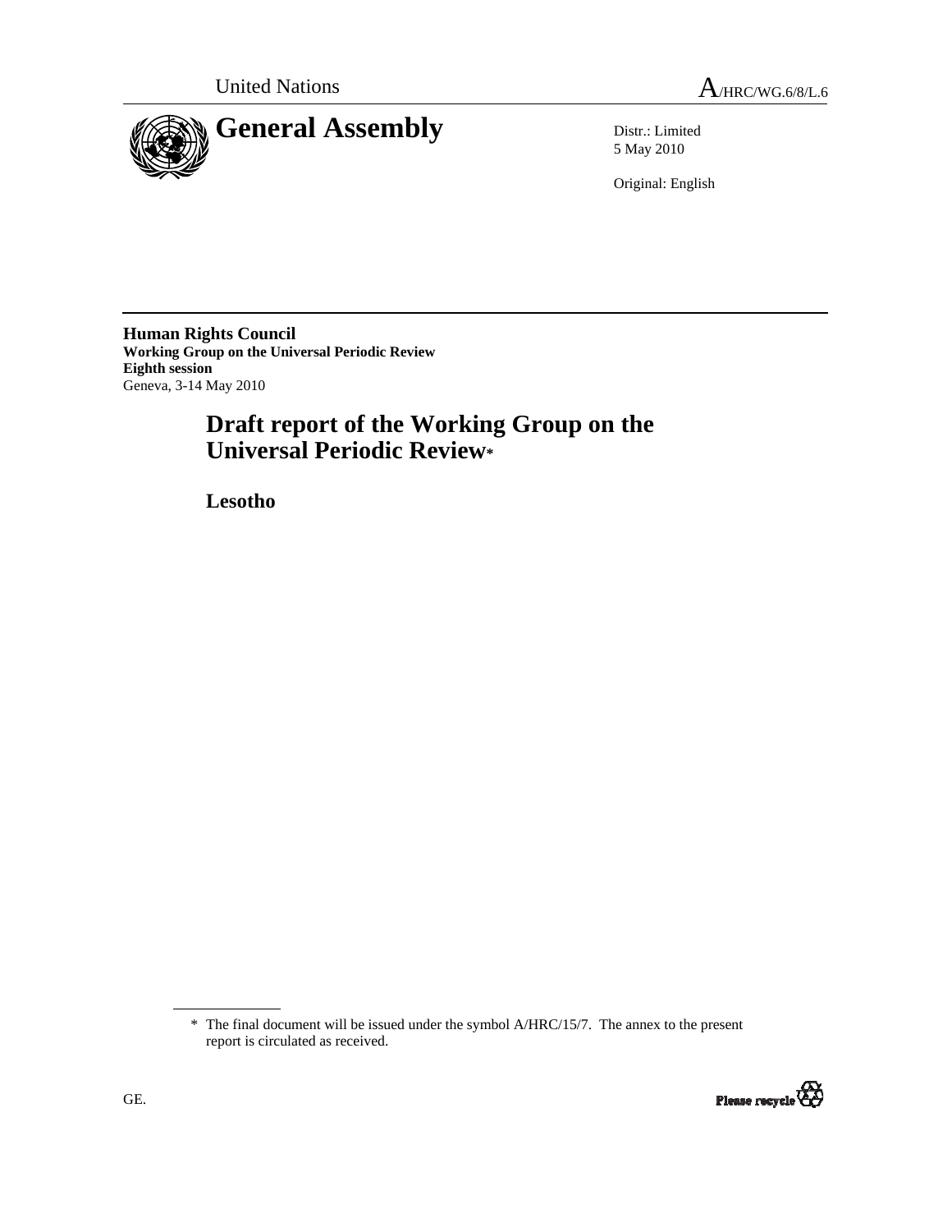United Nations

A/HRC/WG.6/8/L.6

# General Assembly

Distr.: Limited
5 May 2010

Original: English

**Human Rights Council**
**Working Group on the Universal Periodic Review**
**Eighth session**
Geneva, 3-14 May 2010

# Draft report of the Working Group on the Universal Periodic Review*

## Lesotho

* The final document will be issued under the symbol A/HRC/15/7. The annex to the present report is circulated as received.

GE.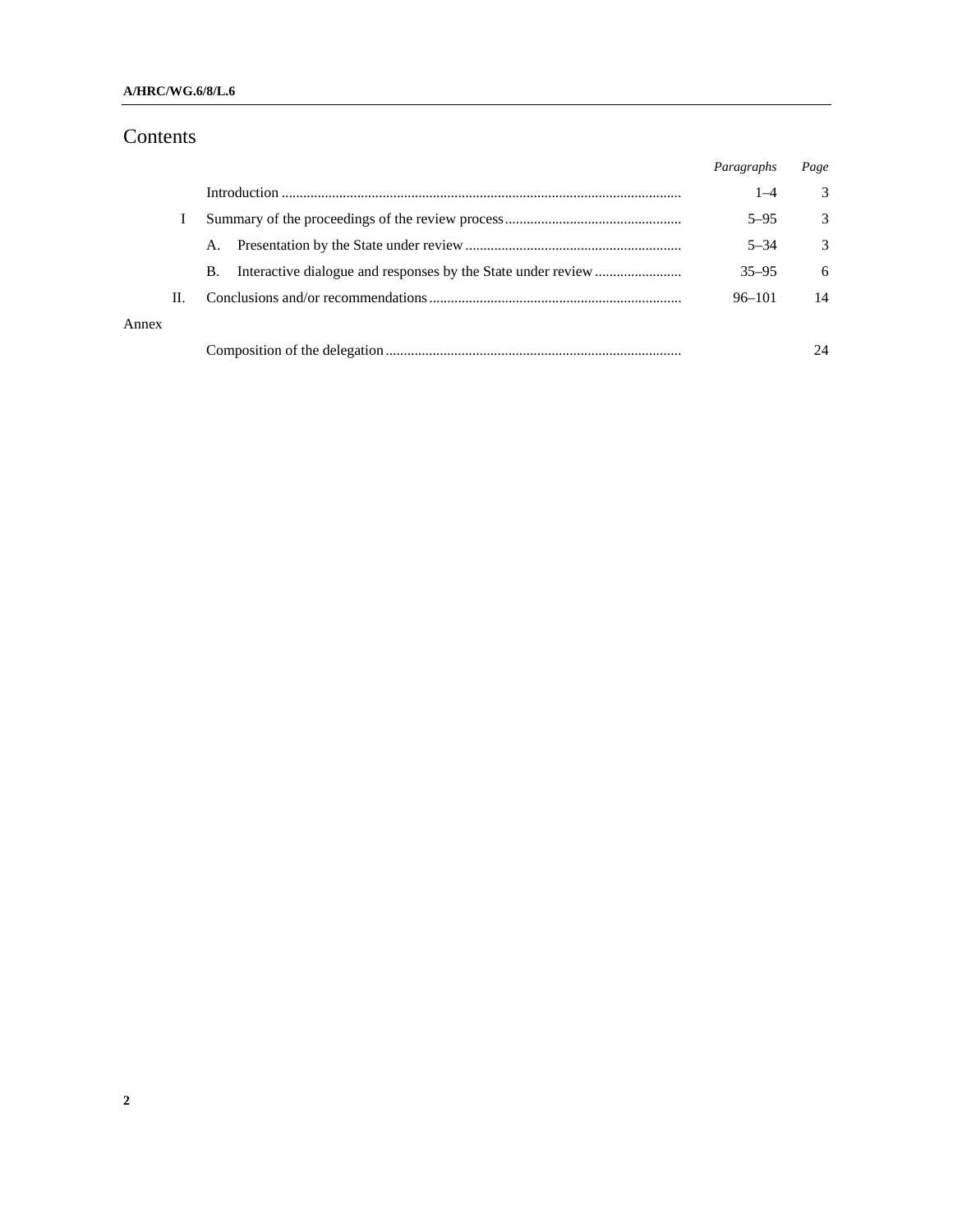# Contents

| | | Paragraphs | Page |
|---|---|---|---|
| | Introduction | 1–4 | 3 |
| I | Summary of the proceedings of the review process | 5–95 | 3 |
| | A. Presentation by the State under review | 5–34 | 3 |
| | B. Interactive dialogue and responses by the State under review | 35–95 | 6 |
| II. | Conclusions and/or recommendations | 96–101 | 14 |
| Annex | | | |
| | Composition of the delegation | | 24 |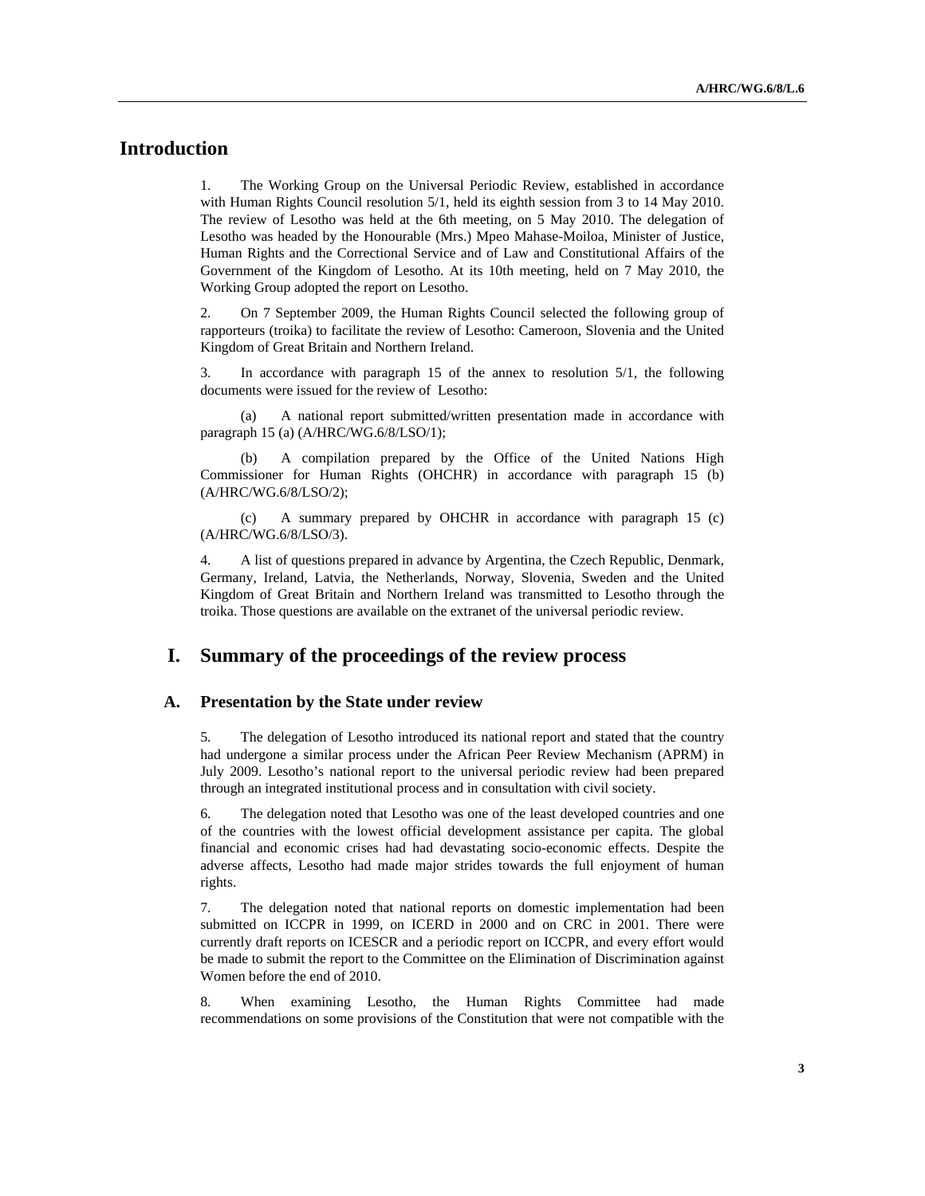# Introduction

1. The Working Group on the Universal Periodic Review, established in accordance with Human Rights Council resolution 5/1, held its eighth session from 3 to 14 May 2010. The review of Lesotho was held at the 6th meeting, on 5 May 2010. The delegation of Lesotho was headed by the Honourable (Mrs.) Mpeo Mahase-Moiloa, Minister of Justice, Human Rights and the Correctional Service and of Law and Constitutional Affairs of the Government of the Kingdom of Lesotho. At its 10th meeting, held on 7 May 2010, the Working Group adopted the report on Lesotho.

2. On 7 September 2009, the Human Rights Council selected the following group of rapporteurs (troika) to facilitate the review of Lesotho: Cameroon, Slovenia and the United Kingdom of Great Britain and Northern Ireland.

3. In accordance with paragraph 15 of the annex to resolution 5/1, the following documents were issued for the review of Lesotho:

(a) A national report submitted/written presentation made in accordance with paragraph 15 (a) (A/HRC/WG.6/8/LSO/1);

(b) A compilation prepared by the Office of the United Nations High Commissioner for Human Rights (OHCHR) in accordance with paragraph 15 (b) (A/HRC/WG.6/8/LSO/2);

(c) A summary prepared by OHCHR in accordance with paragraph 15 (c) (A/HRC/WG.6/8/LSO/3).

4. A list of questions prepared in advance by Argentina, the Czech Republic, Denmark, Germany, Ireland, Latvia, the Netherlands, Norway, Slovenia, Sweden and the United Kingdom of Great Britain and Northern Ireland was transmitted to Lesotho through the troika. Those questions are available on the extranet of the universal periodic review.

# I. Summary of the proceedings of the review process

## A. Presentation by the State under review

5. The delegation of Lesotho introduced its national report and stated that the country had undergone a similar process under the African Peer Review Mechanism (APRM) in July 2009. Lesotho's national report to the universal periodic review had been prepared through an integrated institutional process and in consultation with civil society.

6. The delegation noted that Lesotho was one of the least developed countries and one of the countries with the lowest official development assistance per capita. The global financial and economic crises had had devastating socio-economic effects. Despite the adverse affects, Lesotho had made major strides towards the full enjoyment of human rights.

7. The delegation noted that national reports on domestic implementation had been submitted on ICCPR in 1999, on ICERD in 2000 and on CRC in 2001. There were currently draft reports on ICESCR and a periodic report on ICCPR, and every effort would be made to submit the report to the Committee on the Elimination of Discrimination against Women before the end of 2010.

8. When examining Lesotho, the Human Rights Committee had made recommendations on some provisions of the Constitution that were not compatible with the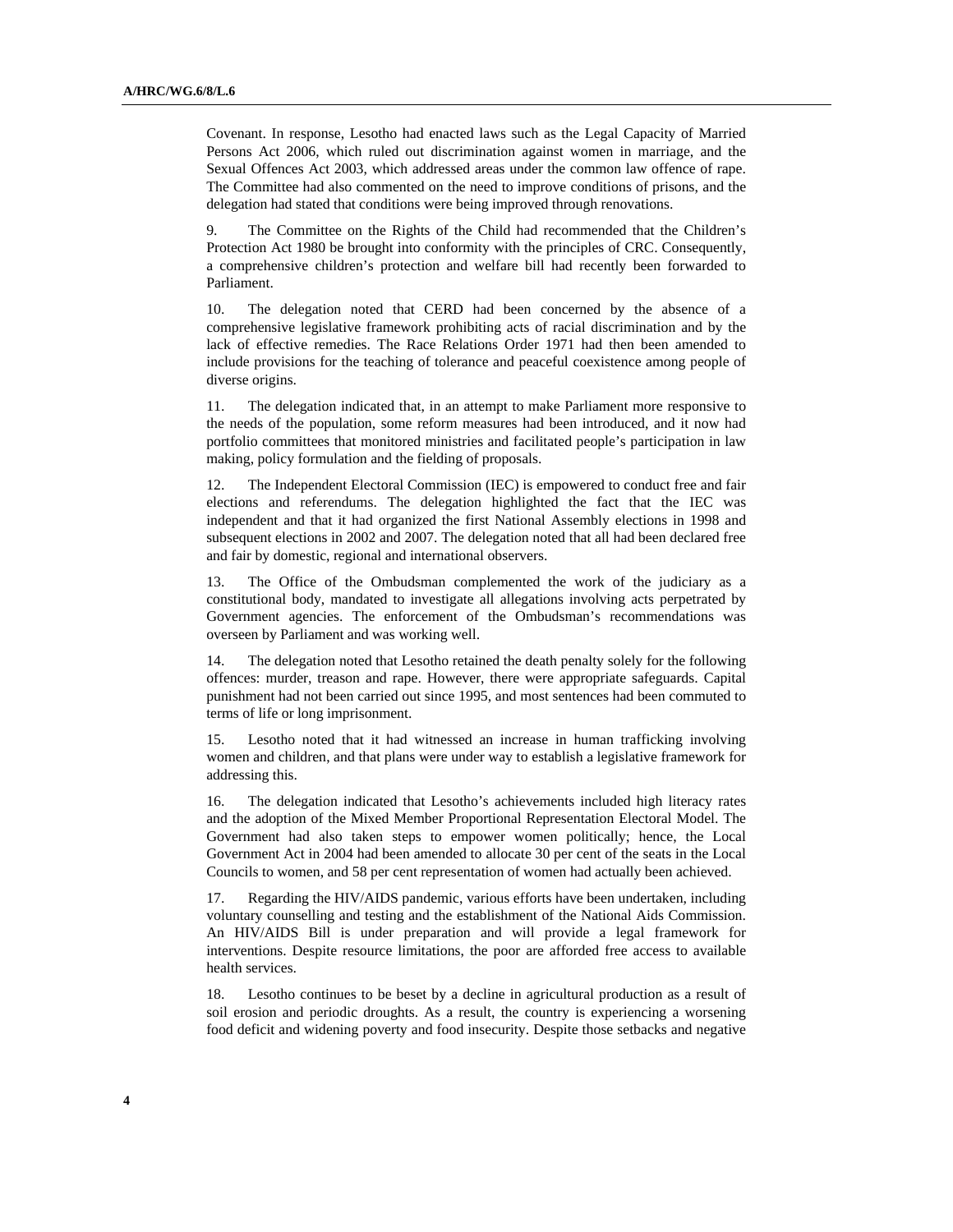Covenant. In response, Lesotho had enacted laws such as the Legal Capacity of Married Persons Act 2006, which ruled out discrimination against women in marriage, and the Sexual Offences Act 2003, which addressed areas under the common law offence of rape. The Committee had also commented on the need to improve conditions of prisons, and the delegation had stated that conditions were being improved through renovations.

9. The Committee on the Rights of the Child had recommended that the Children's Protection Act 1980 be brought into conformity with the principles of CRC. Consequently, a comprehensive children's protection and welfare bill had recently been forwarded to Parliament.

10. The delegation noted that CERD had been concerned by the absence of a comprehensive legislative framework prohibiting acts of racial discrimination and by the lack of effective remedies. The Race Relations Order 1971 had then been amended to include provisions for the teaching of tolerance and peaceful coexistence among people of diverse origins.

11. The delegation indicated that, in an attempt to make Parliament more responsive to the needs of the population, some reform measures had been introduced, and it now had portfolio committees that monitored ministries and facilitated people's participation in law making, policy formulation and the fielding of proposals.

12. The Independent Electoral Commission (IEC) is empowered to conduct free and fair elections and referendums. The delegation highlighted the fact that the IEC was independent and that it had organized the first National Assembly elections in 1998 and subsequent elections in 2002 and 2007. The delegation noted that all had been declared free and fair by domestic, regional and international observers.

13. The Office of the Ombudsman complemented the work of the judiciary as a constitutional body, mandated to investigate all allegations involving acts perpetrated by Government agencies. The enforcement of the Ombudsman's recommendations was overseen by Parliament and was working well.

14. The delegation noted that Lesotho retained the death penalty solely for the following offences: murder, treason and rape. However, there were appropriate safeguards. Capital punishment had not been carried out since 1995, and most sentences had been commuted to terms of life or long imprisonment.

15. Lesotho noted that it had witnessed an increase in human trafficking involving women and children, and that plans were under way to establish a legislative framework for addressing this.

16. The delegation indicated that Lesotho's achievements included high literacy rates and the adoption of the Mixed Member Proportional Representation Electoral Model. The Government had also taken steps to empower women politically; hence, the Local Government Act in 2004 had been amended to allocate 30 per cent of the seats in the Local Councils to women, and 58 per cent representation of women had actually been achieved.

17. Regarding the HIV/AIDS pandemic, various efforts have been undertaken, including voluntary counselling and testing and the establishment of the National Aids Commission. An HIV/AIDS Bill is under preparation and will provide a legal framework for interventions. Despite resource limitations, the poor are afforded free access to available health services.

18. Lesotho continues to be beset by a decline in agricultural production as a result of soil erosion and periodic droughts. As a result, the country is experiencing a worsening food deficit and widening poverty and food insecurity. Despite those setbacks and negative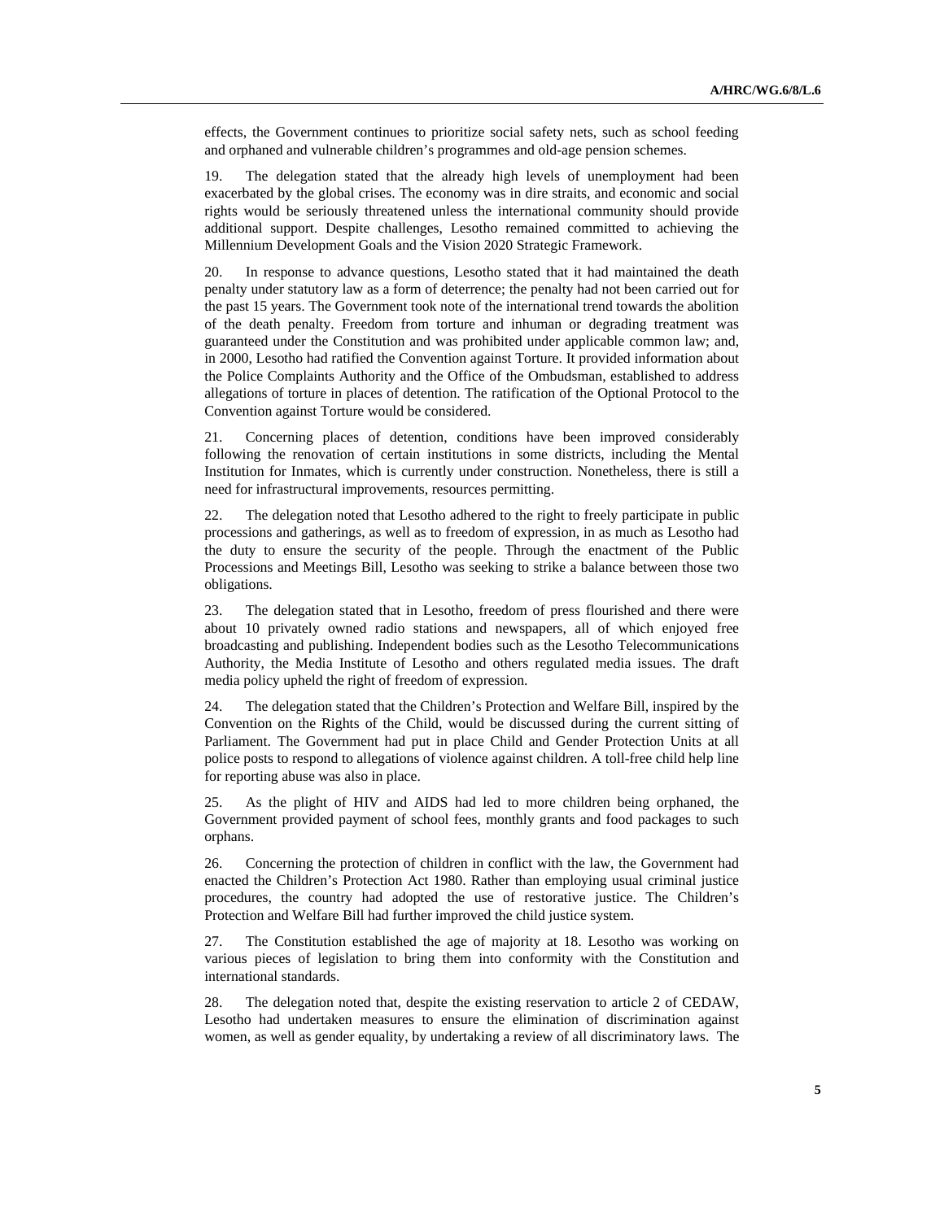effects, the Government continues to prioritize social safety nets, such as school feeding and orphaned and vulnerable children's programmes and old-age pension schemes.

19. The delegation stated that the already high levels of unemployment had been exacerbated by the global crises. The economy was in dire straits, and economic and social rights would be seriously threatened unless the international community should provide additional support. Despite challenges, Lesotho remained committed to achieving the Millennium Development Goals and the Vision 2020 Strategic Framework.

20. In response to advance questions, Lesotho stated that it had maintained the death penalty under statutory law as a form of deterrence; the penalty had not been carried out for the past 15 years. The Government took note of the international trend towards the abolition of the death penalty. Freedom from torture and inhuman or degrading treatment was guaranteed under the Constitution and was prohibited under applicable common law; and, in 2000, Lesotho had ratified the Convention against Torture. It provided information about the Police Complaints Authority and the Office of the Ombudsman, established to address allegations of torture in places of detention. The ratification of the Optional Protocol to the Convention against Torture would be considered.

21. Concerning places of detention, conditions have been improved considerably following the renovation of certain institutions in some districts, including the Mental Institution for Inmates, which is currently under construction. Nonetheless, there is still a need for infrastructural improvements, resources permitting.

22. The delegation noted that Lesotho adhered to the right to freely participate in public processions and gatherings, as well as to freedom of expression, in as much as Lesotho had the duty to ensure the security of the people. Through the enactment of the Public Processions and Meetings Bill, Lesotho was seeking to strike a balance between those two obligations.

23. The delegation stated that in Lesotho, freedom of press flourished and there were about 10 privately owned radio stations and newspapers, all of which enjoyed free broadcasting and publishing. Independent bodies such as the Lesotho Telecommunications Authority, the Media Institute of Lesotho and others regulated media issues. The draft media policy upheld the right of freedom of expression.

24. The delegation stated that the Children's Protection and Welfare Bill, inspired by the Convention on the Rights of the Child, would be discussed during the current sitting of Parliament. The Government had put in place Child and Gender Protection Units at all police posts to respond to allegations of violence against children. A toll-free child help line for reporting abuse was also in place.

25. As the plight of HIV and AIDS had led to more children being orphaned, the Government provided payment of school fees, monthly grants and food packages to such orphans.

26. Concerning the protection of children in conflict with the law, the Government had enacted the Children's Protection Act 1980. Rather than employing usual criminal justice procedures, the country had adopted the use of restorative justice. The Children's Protection and Welfare Bill had further improved the child justice system.

27. The Constitution established the age of majority at 18. Lesotho was working on various pieces of legislation to bring them into conformity with the Constitution and international standards.

28. The delegation noted that, despite the existing reservation to article 2 of CEDAW, Lesotho had undertaken measures to ensure the elimination of discrimination against women, as well as gender equality, by undertaking a review of all discriminatory laws. The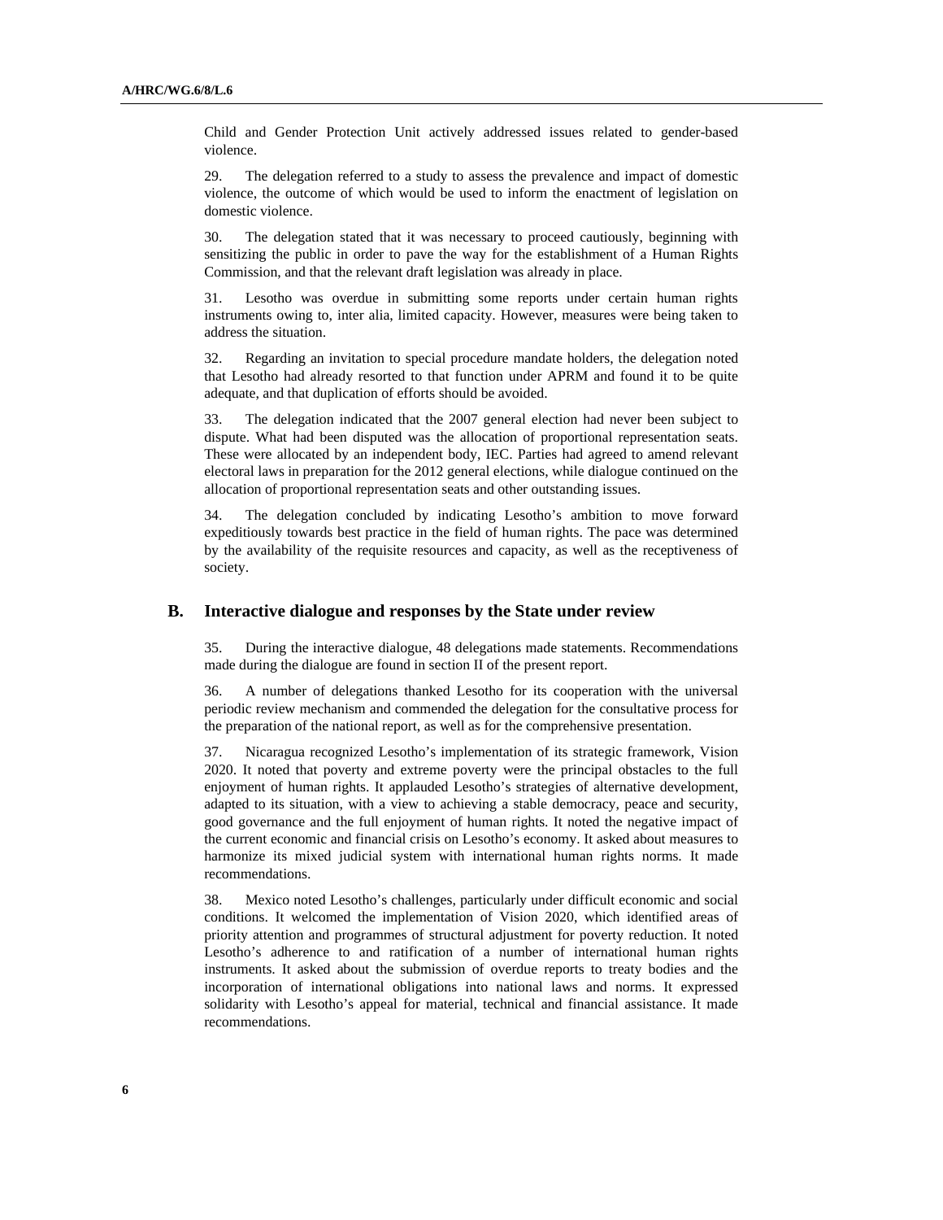Child and Gender Protection Unit actively addressed issues related to gender-based violence.

29. The delegation referred to a study to assess the prevalence and impact of domestic violence, the outcome of which would be used to inform the enactment of legislation on domestic violence.

30. The delegation stated that it was necessary to proceed cautiously, beginning with sensitizing the public in order to pave the way for the establishment of a Human Rights Commission, and that the relevant draft legislation was already in place.

31. Lesotho was overdue in submitting some reports under certain human rights instruments owing to, inter alia, limited capacity. However, measures were being taken to address the situation.

32. Regarding an invitation to special procedure mandate holders, the delegation noted that Lesotho had already resorted to that function under APRM and found it to be quite adequate, and that duplication of efforts should be avoided.

33. The delegation indicated that the 2007 general election had never been subject to dispute. What had been disputed was the allocation of proportional representation seats. These were allocated by an independent body, IEC. Parties had agreed to amend relevant electoral laws in preparation for the 2012 general elections, while dialogue continued on the allocation of proportional representation seats and other outstanding issues.

34. The delegation concluded by indicating Lesotho's ambition to move forward expeditiously towards best practice in the field of human rights. The pace was determined by the availability of the requisite resources and capacity, as well as the receptiveness of society.

## B. Interactive dialogue and responses by the State under review

35. During the interactive dialogue, 48 delegations made statements. Recommendations made during the dialogue are found in section II of the present report.

36. A number of delegations thanked Lesotho for its cooperation with the universal periodic review mechanism and commended the delegation for the consultative process for the preparation of the national report, as well as for the comprehensive presentation.

37. Nicaragua recognized Lesotho's implementation of its strategic framework, Vision 2020. It noted that poverty and extreme poverty were the principal obstacles to the full enjoyment of human rights. It applauded Lesotho's strategies of alternative development, adapted to its situation, with a view to achieving a stable democracy, peace and security, good governance and the full enjoyment of human rights. It noted the negative impact of the current economic and financial crisis on Lesotho's economy. It asked about measures to harmonize its mixed judicial system with international human rights norms. It made recommendations.

38. Mexico noted Lesotho's challenges, particularly under difficult economic and social conditions. It welcomed the implementation of Vision 2020, which identified areas of priority attention and programmes of structural adjustment for poverty reduction. It noted Lesotho's adherence to and ratification of a number of international human rights instruments. It asked about the submission of overdue reports to treaty bodies and the incorporation of international obligations into national laws and norms. It expressed solidarity with Lesotho's appeal for material, technical and financial assistance. It made recommendations.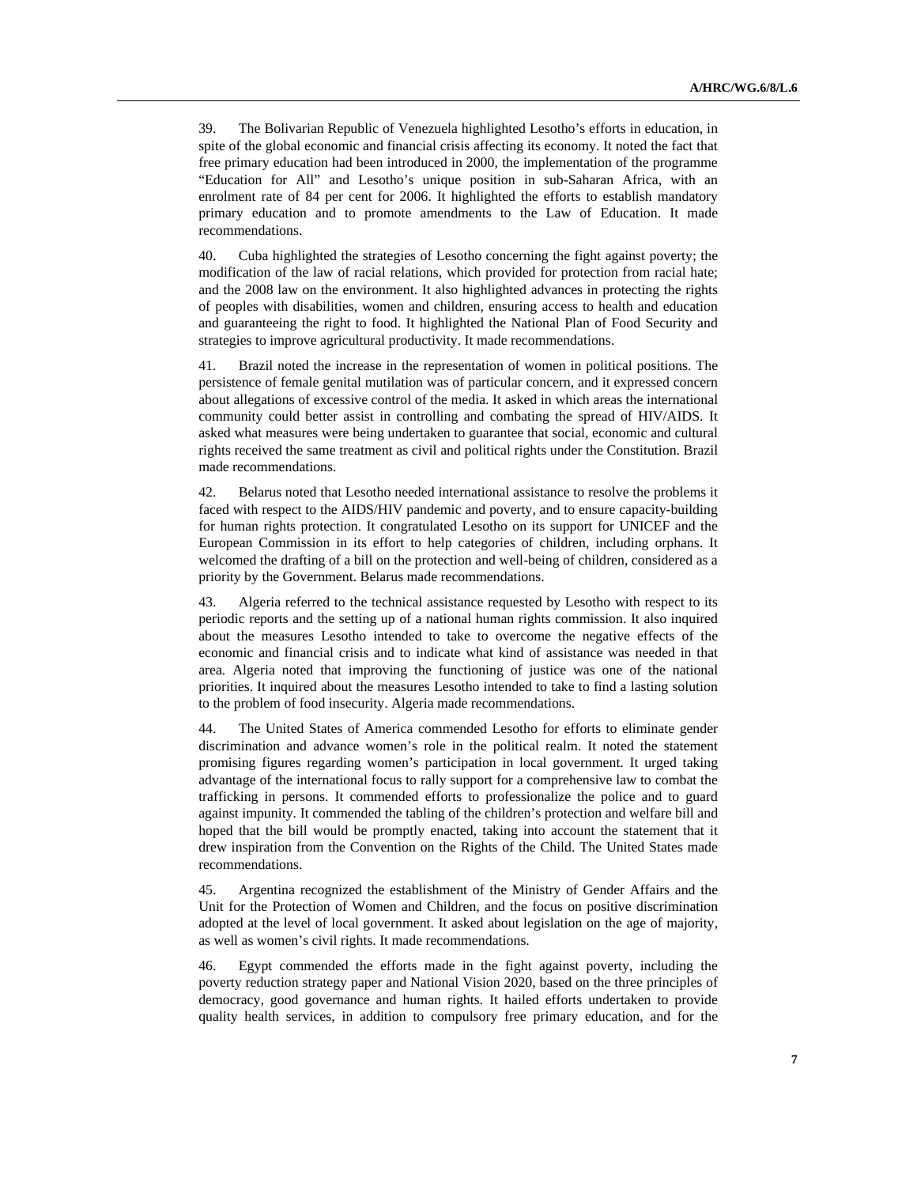39. The Bolivarian Republic of Venezuela highlighted Lesotho's efforts in education, in spite of the global economic and financial crisis affecting its economy. It noted the fact that free primary education had been introduced in 2000, the implementation of the programme "Education for All" and Lesotho's unique position in sub-Saharan Africa, with an enrolment rate of 84 per cent for 2006. It highlighted the efforts to establish mandatory primary education and to promote amendments to the Law of Education. It made recommendations.

40. Cuba highlighted the strategies of Lesotho concerning the fight against poverty; the modification of the law of racial relations, which provided for protection from racial hate; and the 2008 law on the environment. It also highlighted advances in protecting the rights of peoples with disabilities, women and children, ensuring access to health and education and guaranteeing the right to food. It highlighted the National Plan of Food Security and strategies to improve agricultural productivity. It made recommendations.

41. Brazil noted the increase in the representation of women in political positions. The persistence of female genital mutilation was of particular concern, and it expressed concern about allegations of excessive control of the media. It asked in which areas the international community could better assist in controlling and combating the spread of HIV/AIDS. It asked what measures were being undertaken to guarantee that social, economic and cultural rights received the same treatment as civil and political rights under the Constitution. Brazil made recommendations.

42. Belarus noted that Lesotho needed international assistance to resolve the problems it faced with respect to the AIDS/HIV pandemic and poverty, and to ensure capacity-building for human rights protection. It congratulated Lesotho on its support for UNICEF and the European Commission in its effort to help categories of children, including orphans. It welcomed the drafting of a bill on the protection and well-being of children, considered as a priority by the Government. Belarus made recommendations.

43. Algeria referred to the technical assistance requested by Lesotho with respect to its periodic reports and the setting up of a national human rights commission. It also inquired about the measures Lesotho intended to take to overcome the negative effects of the economic and financial crisis and to indicate what kind of assistance was needed in that area. Algeria noted that improving the functioning of justice was one of the national priorities. It inquired about the measures Lesotho intended to take to find a lasting solution to the problem of food insecurity. Algeria made recommendations.

44. The United States of America commended Lesotho for efforts to eliminate gender discrimination and advance women's role in the political realm. It noted the statement promising figures regarding women's participation in local government. It urged taking advantage of the international focus to rally support for a comprehensive law to combat the trafficking in persons. It commended efforts to professionalize the police and to guard against impunity. It commended the tabling of the children's protection and welfare bill and hoped that the bill would be promptly enacted, taking into account the statement that it drew inspiration from the Convention on the Rights of the Child. The United States made recommendations.

45. Argentina recognized the establishment of the Ministry of Gender Affairs and the Unit for the Protection of Women and Children, and the focus on positive discrimination adopted at the level of local government. It asked about legislation on the age of majority, as well as women's civil rights. It made recommendations.

46. Egypt commended the efforts made in the fight against poverty, including the poverty reduction strategy paper and National Vision 2020, based on the three principles of democracy, good governance and human rights. It hailed efforts undertaken to provide quality health services, in addition to compulsory free primary education, and for the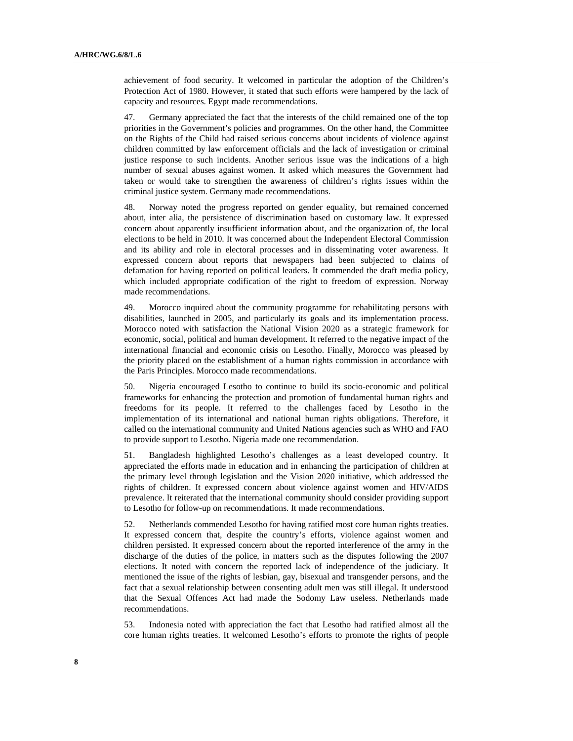achievement of food security. It welcomed in particular the adoption of the Children's Protection Act of 1980. However, it stated that such efforts were hampered by the lack of capacity and resources. Egypt made recommendations.

47. Germany appreciated the fact that the interests of the child remained one of the top priorities in the Government's policies and programmes. On the other hand, the Committee on the Rights of the Child had raised serious concerns about incidents of violence against children committed by law enforcement officials and the lack of investigation or criminal justice response to such incidents. Another serious issue was the indications of a high number of sexual abuses against women. It asked which measures the Government had taken or would take to strengthen the awareness of children's rights issues within the criminal justice system. Germany made recommendations.

48. Norway noted the progress reported on gender equality, but remained concerned about, inter alia, the persistence of discrimination based on customary law. It expressed concern about apparently insufficient information about, and the organization of, the local elections to be held in 2010. It was concerned about the Independent Electoral Commission and its ability and role in electoral processes and in disseminating voter awareness. It expressed concern about reports that newspapers had been subjected to claims of defamation for having reported on political leaders. It commended the draft media policy, which included appropriate codification of the right to freedom of expression. Norway made recommendations.

49. Morocco inquired about the community programme for rehabilitating persons with disabilities, launched in 2005, and particularly its goals and its implementation process. Morocco noted with satisfaction the National Vision 2020 as a strategic framework for economic, social, political and human development. It referred to the negative impact of the international financial and economic crisis on Lesotho. Finally, Morocco was pleased by the priority placed on the establishment of a human rights commission in accordance with the Paris Principles. Morocco made recommendations.

50. Nigeria encouraged Lesotho to continue to build its socio-economic and political frameworks for enhancing the protection and promotion of fundamental human rights and freedoms for its people. It referred to the challenges faced by Lesotho in the implementation of its international and national human rights obligations. Therefore, it called on the international community and United Nations agencies such as WHO and FAO to provide support to Lesotho. Nigeria made one recommendation.

51. Bangladesh highlighted Lesotho's challenges as a least developed country. It appreciated the efforts made in education and in enhancing the participation of children at the primary level through legislation and the Vision 2020 initiative, which addressed the rights of children. It expressed concern about violence against women and HIV/AIDS prevalence. It reiterated that the international community should consider providing support to Lesotho for follow-up on recommendations. It made recommendations.

52. Netherlands commended Lesotho for having ratified most core human rights treaties. It expressed concern that, despite the country's efforts, violence against women and children persisted. It expressed concern about the reported interference of the army in the discharge of the duties of the police, in matters such as the disputes following the 2007 elections. It noted with concern the reported lack of independence of the judiciary. It mentioned the issue of the rights of lesbian, gay, bisexual and transgender persons, and the fact that a sexual relationship between consenting adult men was still illegal. It understood that the Sexual Offences Act had made the Sodomy Law useless. Netherlands made recommendations.

53. Indonesia noted with appreciation the fact that Lesotho had ratified almost all the core human rights treaties. It welcomed Lesotho's efforts to promote the rights of people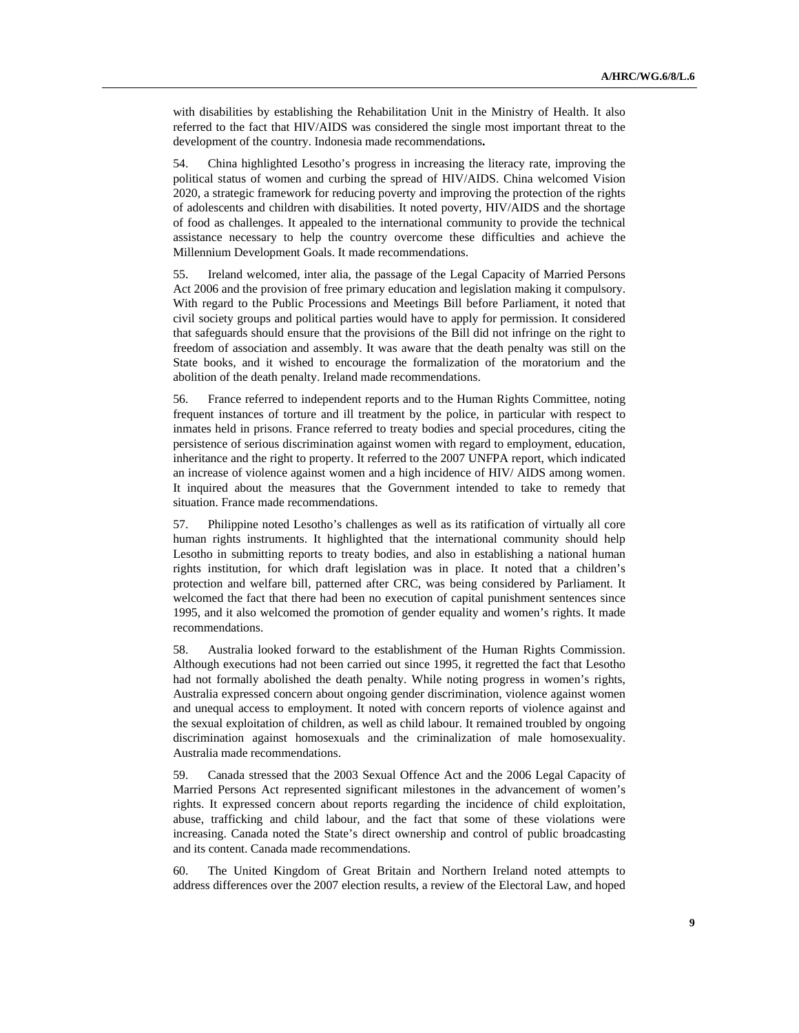with disabilities by establishing the Rehabilitation Unit in the Ministry of Health. It also referred to the fact that HIV/AIDS was considered the single most important threat to the development of the country. Indonesia made recommendations**.**

54. China highlighted Lesotho's progress in increasing the literacy rate, improving the political status of women and curbing the spread of HIV/AIDS. China welcomed Vision 2020, a strategic framework for reducing poverty and improving the protection of the rights of adolescents and children with disabilities. It noted poverty, HIV/AIDS and the shortage of food as challenges. It appealed to the international community to provide the technical assistance necessary to help the country overcome these difficulties and achieve the Millennium Development Goals. It made recommendations.

55. Ireland welcomed, inter alia, the passage of the Legal Capacity of Married Persons Act 2006 and the provision of free primary education and legislation making it compulsory. With regard to the Public Processions and Meetings Bill before Parliament, it noted that civil society groups and political parties would have to apply for permission. It considered that safeguards should ensure that the provisions of the Bill did not infringe on the right to freedom of association and assembly. It was aware that the death penalty was still on the State books, and it wished to encourage the formalization of the moratorium and the abolition of the death penalty. Ireland made recommendations.

56. France referred to independent reports and to the Human Rights Committee, noting frequent instances of torture and ill treatment by the police, in particular with respect to inmates held in prisons. France referred to treaty bodies and special procedures, citing the persistence of serious discrimination against women with regard to employment, education, inheritance and the right to property. It referred to the 2007 UNFPA report, which indicated an increase of violence against women and a high incidence of HIV/ AIDS among women. It inquired about the measures that the Government intended to take to remedy that situation. France made recommendations.

57. Philippine noted Lesotho's challenges as well as its ratification of virtually all core human rights instruments. It highlighted that the international community should help Lesotho in submitting reports to treaty bodies, and also in establishing a national human rights institution, for which draft legislation was in place. It noted that a children's protection and welfare bill, patterned after CRC, was being considered by Parliament. It welcomed the fact that there had been no execution of capital punishment sentences since 1995, and it also welcomed the promotion of gender equality and women's rights. It made recommendations.

58. Australia looked forward to the establishment of the Human Rights Commission. Although executions had not been carried out since 1995, it regretted the fact that Lesotho had not formally abolished the death penalty. While noting progress in women's rights, Australia expressed concern about ongoing gender discrimination, violence against women and unequal access to employment. It noted with concern reports of violence against and the sexual exploitation of children, as well as child labour. It remained troubled by ongoing discrimination against homosexuals and the criminalization of male homosexuality. Australia made recommendations.

59. Canada stressed that the 2003 Sexual Offence Act and the 2006 Legal Capacity of Married Persons Act represented significant milestones in the advancement of women's rights. It expressed concern about reports regarding the incidence of child exploitation, abuse, trafficking and child labour, and the fact that some of these violations were increasing. Canada noted the State's direct ownership and control of public broadcasting and its content. Canada made recommendations.

60. The United Kingdom of Great Britain and Northern Ireland noted attempts to address differences over the 2007 election results, a review of the Electoral Law, and hoped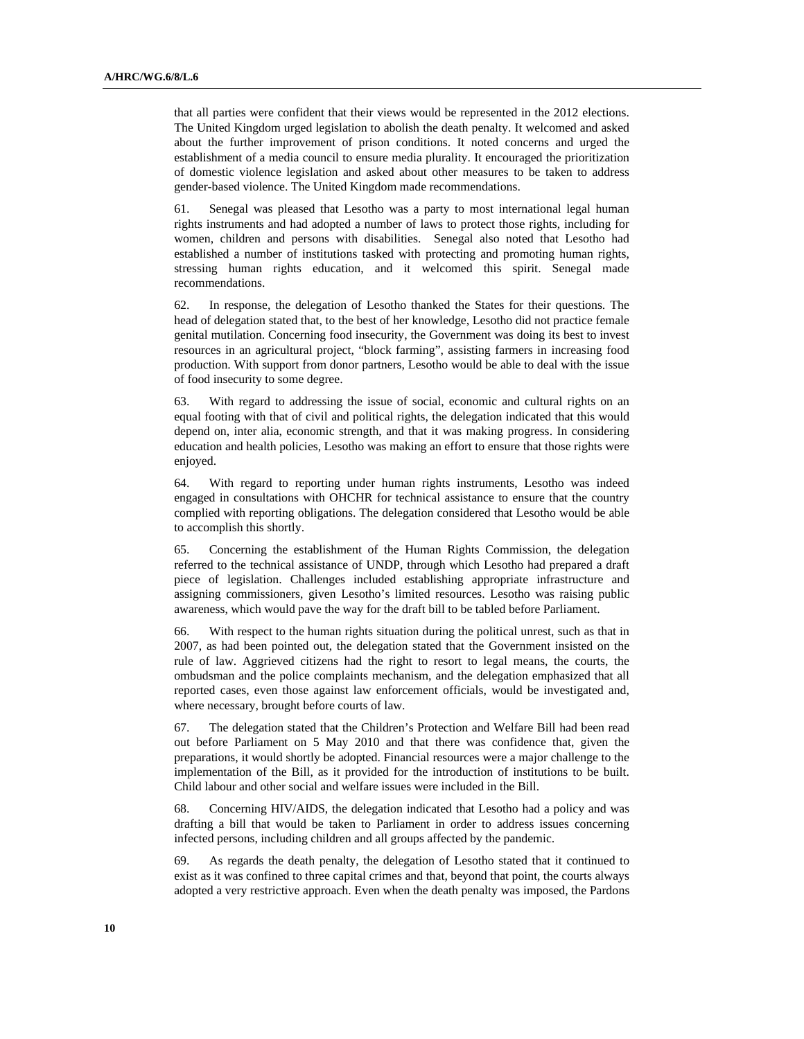that all parties were confident that their views would be represented in the 2012 elections. The United Kingdom urged legislation to abolish the death penalty. It welcomed and asked about the further improvement of prison conditions. It noted concerns and urged the establishment of a media council to ensure media plurality. It encouraged the prioritization of domestic violence legislation and asked about other measures to be taken to address gender-based violence. The United Kingdom made recommendations.

61. Senegal was pleased that Lesotho was a party to most international legal human rights instruments and had adopted a number of laws to protect those rights, including for women, children and persons with disabilities. Senegal also noted that Lesotho had established a number of institutions tasked with protecting and promoting human rights, stressing human rights education, and it welcomed this spirit. Senegal made recommendations.

62. In response, the delegation of Lesotho thanked the States for their questions. The head of delegation stated that, to the best of her knowledge, Lesotho did not practice female genital mutilation. Concerning food insecurity, the Government was doing its best to invest resources in an agricultural project, "block farming", assisting farmers in increasing food production. With support from donor partners, Lesotho would be able to deal with the issue of food insecurity to some degree.

63. With regard to addressing the issue of social, economic and cultural rights on an equal footing with that of civil and political rights, the delegation indicated that this would depend on, inter alia, economic strength, and that it was making progress. In considering education and health policies, Lesotho was making an effort to ensure that those rights were enjoyed.

64. With regard to reporting under human rights instruments, Lesotho was indeed engaged in consultations with OHCHR for technical assistance to ensure that the country complied with reporting obligations. The delegation considered that Lesotho would be able to accomplish this shortly.

65. Concerning the establishment of the Human Rights Commission, the delegation referred to the technical assistance of UNDP, through which Lesotho had prepared a draft piece of legislation. Challenges included establishing appropriate infrastructure and assigning commissioners, given Lesotho's limited resources. Lesotho was raising public awareness, which would pave the way for the draft bill to be tabled before Parliament.

66. With respect to the human rights situation during the political unrest, such as that in 2007, as had been pointed out, the delegation stated that the Government insisted on the rule of law. Aggrieved citizens had the right to resort to legal means, the courts, the ombudsman and the police complaints mechanism, and the delegation emphasized that all reported cases, even those against law enforcement officials, would be investigated and, where necessary, brought before courts of law.

67. The delegation stated that the Children's Protection and Welfare Bill had been read out before Parliament on 5 May 2010 and that there was confidence that, given the preparations, it would shortly be adopted. Financial resources were a major challenge to the implementation of the Bill, as it provided for the introduction of institutions to be built. Child labour and other social and welfare issues were included in the Bill.

68. Concerning HIV/AIDS, the delegation indicated that Lesotho had a policy and was drafting a bill that would be taken to Parliament in order to address issues concerning infected persons, including children and all groups affected by the pandemic.

69. As regards the death penalty, the delegation of Lesotho stated that it continued to exist as it was confined to three capital crimes and that, beyond that point, the courts always adopted a very restrictive approach. Even when the death penalty was imposed, the Pardons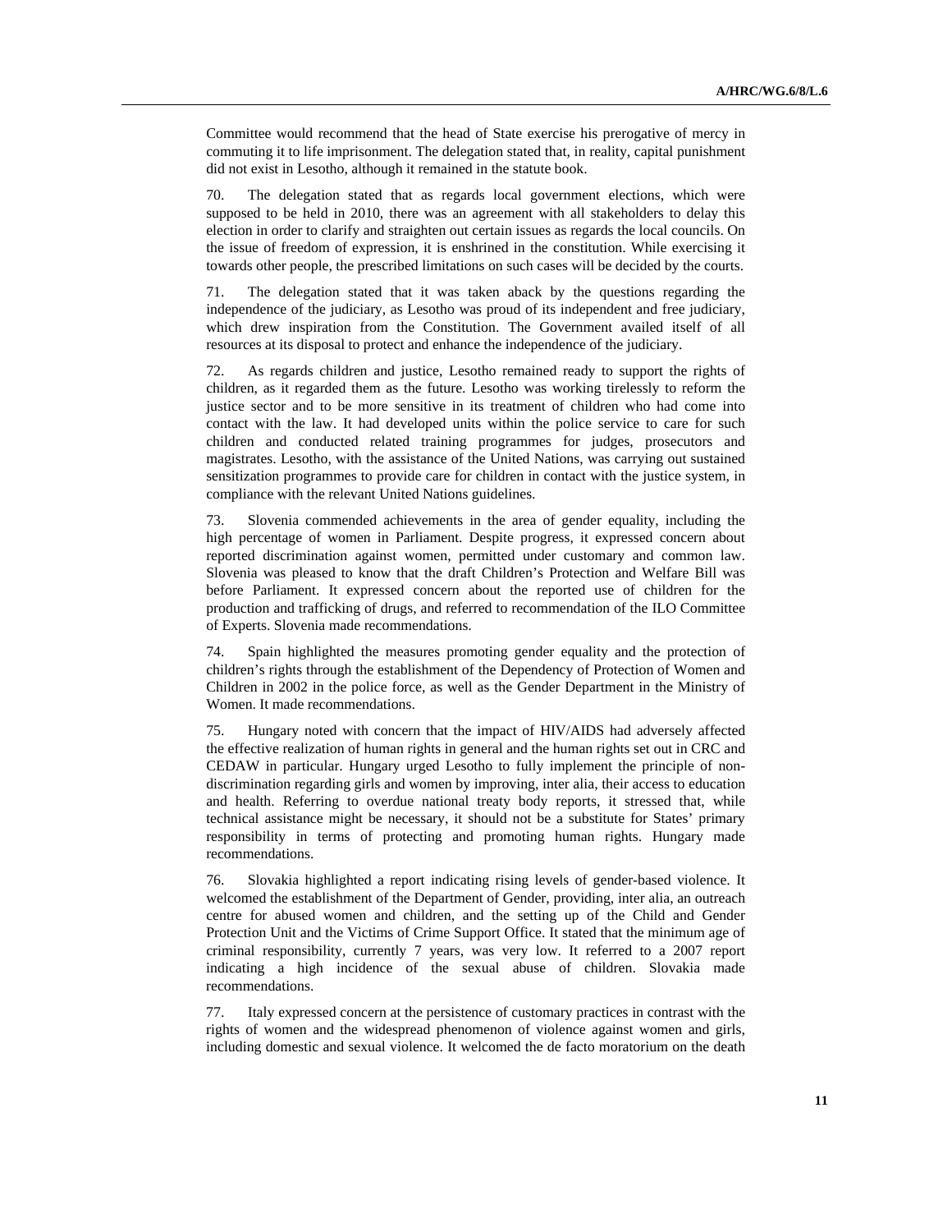Committee would recommend that the head of State exercise his prerogative of mercy in commuting it to life imprisonment. The delegation stated that, in reality, capital punishment did not exist in Lesotho, although it remained in the statute book.

70. The delegation stated that as regards local government elections, which were supposed to be held in 2010, there was an agreement with all stakeholders to delay this election in order to clarify and straighten out certain issues as regards the local councils. On the issue of freedom of expression, it is enshrined in the constitution. While exercising it towards other people, the prescribed limitations on such cases will be decided by the courts.

71. The delegation stated that it was taken aback by the questions regarding the independence of the judiciary, as Lesotho was proud of its independent and free judiciary, which drew inspiration from the Constitution. The Government availed itself of all resources at its disposal to protect and enhance the independence of the judiciary.

72. As regards children and justice, Lesotho remained ready to support the rights of children, as it regarded them as the future. Lesotho was working tirelessly to reform the justice sector and to be more sensitive in its treatment of children who had come into contact with the law. It had developed units within the police service to care for such children and conducted related training programmes for judges, prosecutors and magistrates. Lesotho, with the assistance of the United Nations, was carrying out sustained sensitization programmes to provide care for children in contact with the justice system, in compliance with the relevant United Nations guidelines.

73. Slovenia commended achievements in the area of gender equality, including the high percentage of women in Parliament. Despite progress, it expressed concern about reported discrimination against women, permitted under customary and common law. Slovenia was pleased to know that the draft Children's Protection and Welfare Bill was before Parliament. It expressed concern about the reported use of children for the production and trafficking of drugs, and referred to recommendation of the ILO Committee of Experts. Slovenia made recommendations.

74. Spain highlighted the measures promoting gender equality and the protection of children's rights through the establishment of the Dependency of Protection of Women and Children in 2002 in the police force, as well as the Gender Department in the Ministry of Women. It made recommendations.

75. Hungary noted with concern that the impact of HIV/AIDS had adversely affected the effective realization of human rights in general and the human rights set out in CRC and CEDAW in particular. Hungary urged Lesotho to fully implement the principle of non-discrimination regarding girls and women by improving, inter alia, their access to education and health. Referring to overdue national treaty body reports, it stressed that, while technical assistance might be necessary, it should not be a substitute for States' primary responsibility in terms of protecting and promoting human rights. Hungary made recommendations.

76. Slovakia highlighted a report indicating rising levels of gender-based violence. It welcomed the establishment of the Department of Gender, providing, inter alia, an outreach centre for abused women and children, and the setting up of the Child and Gender Protection Unit and the Victims of Crime Support Office. It stated that the minimum age of criminal responsibility, currently 7 years, was very low. It referred to a 2007 report indicating a high incidence of the sexual abuse of children. Slovakia made recommendations.

77. Italy expressed concern at the persistence of customary practices in contrast with the rights of women and the widespread phenomenon of violence against women and girls, including domestic and sexual violence. It welcomed the de facto moratorium on the death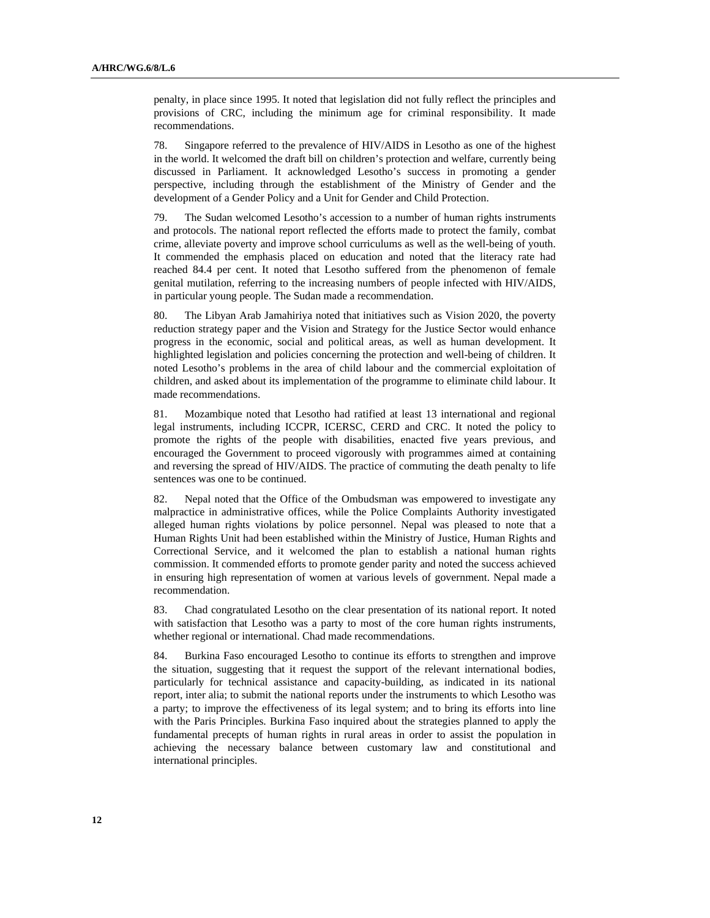penalty, in place since 1995. It noted that legislation did not fully reflect the principles and provisions of CRC, including the minimum age for criminal responsibility. It made recommendations.

78. Singapore referred to the prevalence of HIV/AIDS in Lesotho as one of the highest in the world. It welcomed the draft bill on children's protection and welfare, currently being discussed in Parliament. It acknowledged Lesotho's success in promoting a gender perspective, including through the establishment of the Ministry of Gender and the development of a Gender Policy and a Unit for Gender and Child Protection.

79. The Sudan welcomed Lesotho's accession to a number of human rights instruments and protocols. The national report reflected the efforts made to protect the family, combat crime, alleviate poverty and improve school curriculums as well as the well-being of youth. It commended the emphasis placed on education and noted that the literacy rate had reached 84.4 per cent. It noted that Lesotho suffered from the phenomenon of female genital mutilation, referring to the increasing numbers of people infected with HIV/AIDS, in particular young people. The Sudan made a recommendation.

80. The Libyan Arab Jamahiriya noted that initiatives such as Vision 2020, the poverty reduction strategy paper and the Vision and Strategy for the Justice Sector would enhance progress in the economic, social and political areas, as well as human development. It highlighted legislation and policies concerning the protection and well-being of children. It noted Lesotho's problems in the area of child labour and the commercial exploitation of children, and asked about its implementation of the programme to eliminate child labour. It made recommendations.

81. Mozambique noted that Lesotho had ratified at least 13 international and regional legal instruments, including ICCPR, ICERSC, CERD and CRC. It noted the policy to promote the rights of the people with disabilities, enacted five years previous, and encouraged the Government to proceed vigorously with programmes aimed at containing and reversing the spread of HIV/AIDS. The practice of commuting the death penalty to life sentences was one to be continued.

82. Nepal noted that the Office of the Ombudsman was empowered to investigate any malpractice in administrative offices, while the Police Complaints Authority investigated alleged human rights violations by police personnel. Nepal was pleased to note that a Human Rights Unit had been established within the Ministry of Justice, Human Rights and Correctional Service, and it welcomed the plan to establish a national human rights commission. It commended efforts to promote gender parity and noted the success achieved in ensuring high representation of women at various levels of government. Nepal made a recommendation.

83. Chad congratulated Lesotho on the clear presentation of its national report. It noted with satisfaction that Lesotho was a party to most of the core human rights instruments, whether regional or international. Chad made recommendations.

84. Burkina Faso encouraged Lesotho to continue its efforts to strengthen and improve the situation, suggesting that it request the support of the relevant international bodies, particularly for technical assistance and capacity-building, as indicated in its national report, inter alia; to submit the national reports under the instruments to which Lesotho was a party; to improve the effectiveness of its legal system; and to bring its efforts into line with the Paris Principles. Burkina Faso inquired about the strategies planned to apply the fundamental precepts of human rights in rural areas in order to assist the population in achieving the necessary balance between customary law and constitutional and international principles.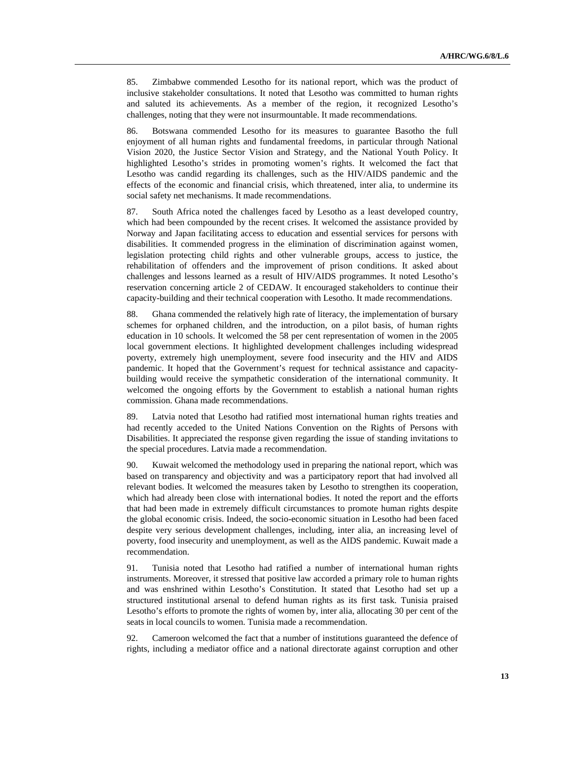85. Zimbabwe commended Lesotho for its national report, which was the product of inclusive stakeholder consultations. It noted that Lesotho was committed to human rights and saluted its achievements. As a member of the region, it recognized Lesotho's challenges, noting that they were not insurmountable. It made recommendations.

86. Botswana commended Lesotho for its measures to guarantee Basotho the full enjoyment of all human rights and fundamental freedoms, in particular through National Vision 2020, the Justice Sector Vision and Strategy, and the National Youth Policy. It highlighted Lesotho's strides in promoting women's rights. It welcomed the fact that Lesotho was candid regarding its challenges, such as the HIV/AIDS pandemic and the effects of the economic and financial crisis, which threatened, inter alia, to undermine its social safety net mechanisms. It made recommendations.

87. South Africa noted the challenges faced by Lesotho as a least developed country, which had been compounded by the recent crises. It welcomed the assistance provided by Norway and Japan facilitating access to education and essential services for persons with disabilities. It commended progress in the elimination of discrimination against women, legislation protecting child rights and other vulnerable groups, access to justice, the rehabilitation of offenders and the improvement of prison conditions. It asked about challenges and lessons learned as a result of HIV/AIDS programmes. It noted Lesotho's reservation concerning article 2 of CEDAW. It encouraged stakeholders to continue their capacity-building and their technical cooperation with Lesotho. It made recommendations.

88. Ghana commended the relatively high rate of literacy, the implementation of bursary schemes for orphaned children, and the introduction, on a pilot basis, of human rights education in 10 schools. It welcomed the 58 per cent representation of women in the 2005 local government elections. It highlighted development challenges including widespread poverty, extremely high unemployment, severe food insecurity and the HIV and AIDS pandemic. It hoped that the Government's request for technical assistance and capacity-building would receive the sympathetic consideration of the international community. It welcomed the ongoing efforts by the Government to establish a national human rights commission. Ghana made recommendations.

89. Latvia noted that Lesotho had ratified most international human rights treaties and had recently acceded to the United Nations Convention on the Rights of Persons with Disabilities. It appreciated the response given regarding the issue of standing invitations to the special procedures. Latvia made a recommendation.

90. Kuwait welcomed the methodology used in preparing the national report, which was based on transparency and objectivity and was a participatory report that had involved all relevant bodies. It welcomed the measures taken by Lesotho to strengthen its cooperation, which had already been close with international bodies. It noted the report and the efforts that had been made in extremely difficult circumstances to promote human rights despite the global economic crisis. Indeed, the socio-economic situation in Lesotho had been faced despite very serious development challenges, including, inter alia, an increasing level of poverty, food insecurity and unemployment, as well as the AIDS pandemic. Kuwait made a recommendation.

91. Tunisia noted that Lesotho had ratified a number of international human rights instruments. Moreover, it stressed that positive law accorded a primary role to human rights and was enshrined within Lesotho's Constitution. It stated that Lesotho had set up a structured institutional arsenal to defend human rights as its first task. Tunisia praised Lesotho's efforts to promote the rights of women by, inter alia, allocating 30 per cent of the seats in local councils to women. Tunisia made a recommendation.

92. Cameroon welcomed the fact that a number of institutions guaranteed the defence of rights, including a mediator office and a national directorate against corruption and other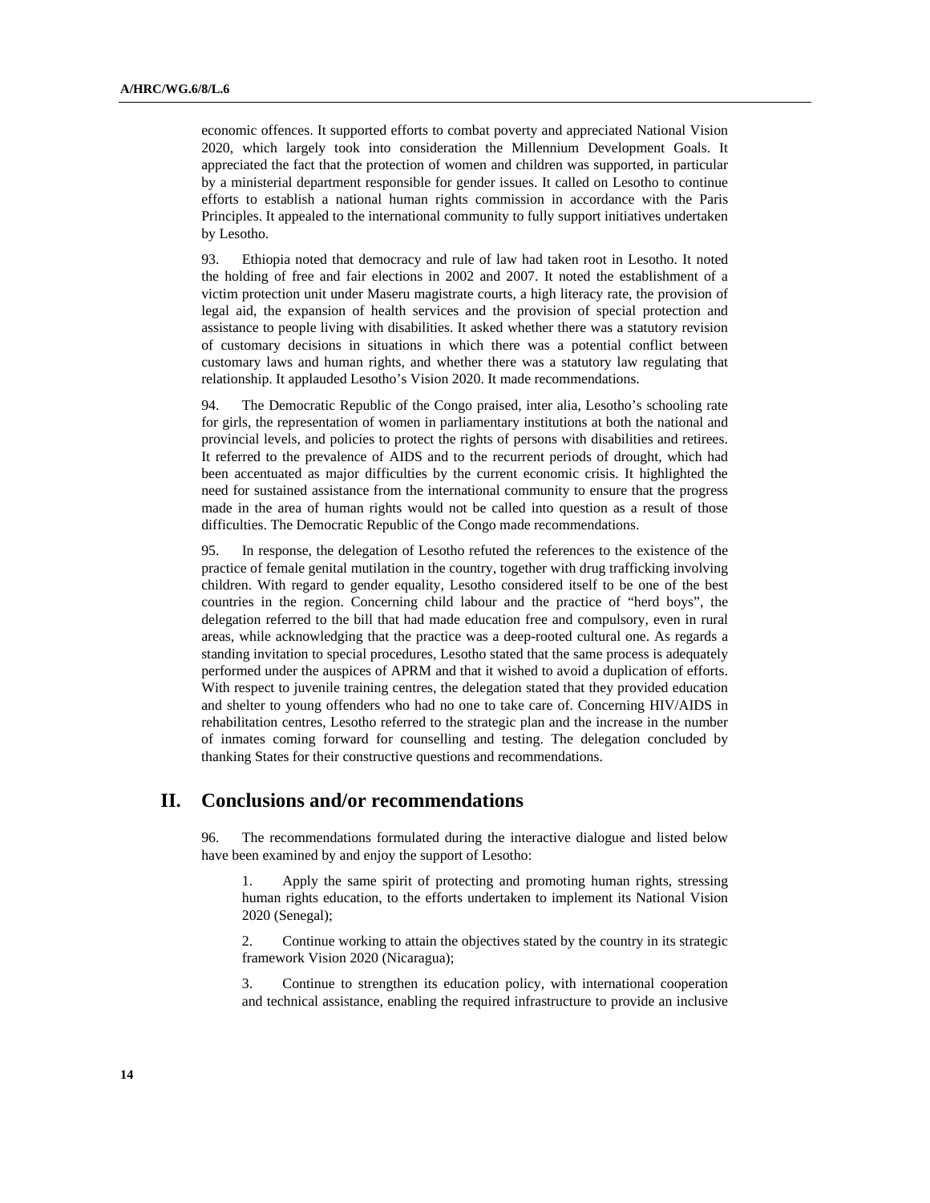economic offences. It supported efforts to combat poverty and appreciated National Vision 2020, which largely took into consideration the Millennium Development Goals. It appreciated the fact that the protection of women and children was supported, in particular by a ministerial department responsible for gender issues. It called on Lesotho to continue efforts to establish a national human rights commission in accordance with the Paris Principles. It appealed to the international community to fully support initiatives undertaken by Lesotho.

93. Ethiopia noted that democracy and rule of law had taken root in Lesotho. It noted the holding of free and fair elections in 2002 and 2007. It noted the establishment of a victim protection unit under Maseru magistrate courts, a high literacy rate, the provision of legal aid, the expansion of health services and the provision of special protection and assistance to people living with disabilities. It asked whether there was a statutory revision of customary decisions in situations in which there was a potential conflict between customary laws and human rights, and whether there was a statutory law regulating that relationship. It applauded Lesotho's Vision 2020. It made recommendations.

94. The Democratic Republic of the Congo praised, inter alia, Lesotho's schooling rate for girls, the representation of women in parliamentary institutions at both the national and provincial levels, and policies to protect the rights of persons with disabilities and retirees. It referred to the prevalence of AIDS and to the recurrent periods of drought, which had been accentuated as major difficulties by the current economic crisis. It highlighted the need for sustained assistance from the international community to ensure that the progress made in the area of human rights would not be called into question as a result of those difficulties. The Democratic Republic of the Congo made recommendations.

95. In response, the delegation of Lesotho refuted the references to the existence of the practice of female genital mutilation in the country, together with drug trafficking involving children. With regard to gender equality, Lesotho considered itself to be one of the best countries in the region. Concerning child labour and the practice of "herd boys", the delegation referred to the bill that had made education free and compulsory, even in rural areas, while acknowledging that the practice was a deep-rooted cultural one. As regards a standing invitation to special procedures, Lesotho stated that the same process is adequately performed under the auspices of APRM and that it wished to avoid a duplication of efforts. With respect to juvenile training centres, the delegation stated that they provided education and shelter to young offenders who had no one to take care of. Concerning HIV/AIDS in rehabilitation centres, Lesotho referred to the strategic plan and the increase in the number of inmates coming forward for counselling and testing. The delegation concluded by thanking States for their constructive questions and recommendations.

## II. Conclusions and/or recommendations

96. The recommendations formulated during the interactive dialogue and listed below have been examined by and enjoy the support of Lesotho:

1. Apply the same spirit of protecting and promoting human rights, stressing human rights education, to the efforts undertaken to implement its National Vision 2020 (Senegal);

2. Continue working to attain the objectives stated by the country in its strategic framework Vision 2020 (Nicaragua);

3. Continue to strengthen its education policy, with international cooperation and technical assistance, enabling the required infrastructure to provide an inclusive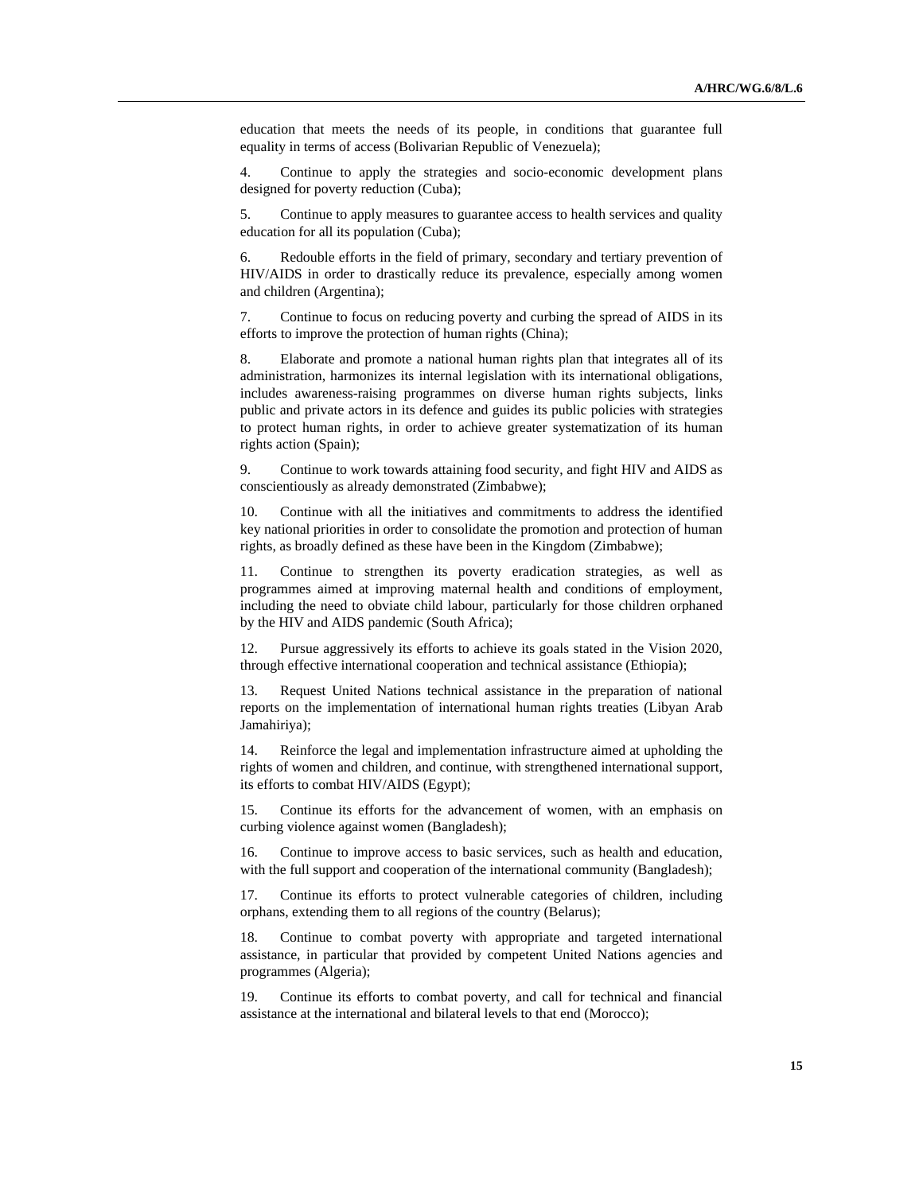education that meets the needs of its people, in conditions that guarantee full equality in terms of access (Bolivarian Republic of Venezuela);

4. Continue to apply the strategies and socio-economic development plans designed for poverty reduction (Cuba);

5. Continue to apply measures to guarantee access to health services and quality education for all its population (Cuba);

6. Redouble efforts in the field of primary, secondary and tertiary prevention of HIV/AIDS in order to drastically reduce its prevalence, especially among women and children (Argentina);

7. Continue to focus on reducing poverty and curbing the spread of AIDS in its efforts to improve the protection of human rights (China);

8. Elaborate and promote a national human rights plan that integrates all of its administration, harmonizes its internal legislation with its international obligations, includes awareness-raising programmes on diverse human rights subjects, links public and private actors in its defence and guides its public policies with strategies to protect human rights, in order to achieve greater systematization of its human rights action (Spain);

9. Continue to work towards attaining food security, and fight HIV and AIDS as conscientiously as already demonstrated (Zimbabwe);

10. Continue with all the initiatives and commitments to address the identified key national priorities in order to consolidate the promotion and protection of human rights, as broadly defined as these have been in the Kingdom (Zimbabwe);

11. Continue to strengthen its poverty eradication strategies, as well as programmes aimed at improving maternal health and conditions of employment, including the need to obviate child labour, particularly for those children orphaned by the HIV and AIDS pandemic (South Africa);

12. Pursue aggressively its efforts to achieve its goals stated in the Vision 2020, through effective international cooperation and technical assistance (Ethiopia);

13. Request United Nations technical assistance in the preparation of national reports on the implementation of international human rights treaties (Libyan Arab Jamahiriya);

14. Reinforce the legal and implementation infrastructure aimed at upholding the rights of women and children, and continue, with strengthened international support, its efforts to combat HIV/AIDS (Egypt);

15. Continue its efforts for the advancement of women, with an emphasis on curbing violence against women (Bangladesh);

16. Continue to improve access to basic services, such as health and education, with the full support and cooperation of the international community (Bangladesh);

17. Continue its efforts to protect vulnerable categories of children, including orphans, extending them to all regions of the country (Belarus);

18. Continue to combat poverty with appropriate and targeted international assistance, in particular that provided by competent United Nations agencies and programmes (Algeria);

19. Continue its efforts to combat poverty, and call for technical and financial assistance at the international and bilateral levels to that end (Morocco);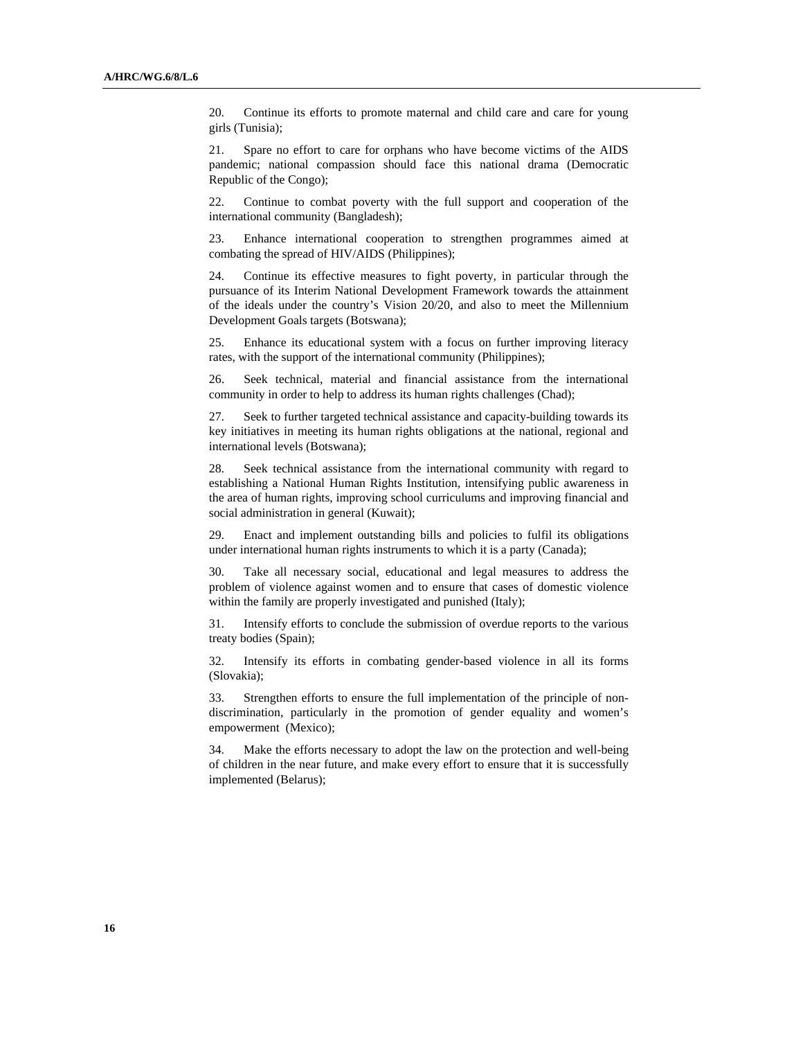20. Continue its efforts to promote maternal and child care and care for young girls (Tunisia);

21. Spare no effort to care for orphans who have become victims of the AIDS pandemic; national compassion should face this national drama (Democratic Republic of the Congo);

22. Continue to combat poverty with the full support and cooperation of the international community (Bangladesh);

23. Enhance international cooperation to strengthen programmes aimed at combating the spread of HIV/AIDS (Philippines);

24. Continue its effective measures to fight poverty, in particular through the pursuance of its Interim National Development Framework towards the attainment of the ideals under the country's Vision 20/20, and also to meet the Millennium Development Goals targets (Botswana);

25. Enhance its educational system with a focus on further improving literacy rates, with the support of the international community (Philippines);

26. Seek technical, material and financial assistance from the international community in order to help to address its human rights challenges (Chad);

27. Seek to further targeted technical assistance and capacity-building towards its key initiatives in meeting its human rights obligations at the national, regional and international levels (Botswana);

28. Seek technical assistance from the international community with regard to establishing a National Human Rights Institution, intensifying public awareness in the area of human rights, improving school curriculums and improving financial and social administration in general (Kuwait);

29. Enact and implement outstanding bills and policies to fulfil its obligations under international human rights instruments to which it is a party (Canada);

30. Take all necessary social, educational and legal measures to address the problem of violence against women and to ensure that cases of domestic violence within the family are properly investigated and punished (Italy);

31. Intensify efforts to conclude the submission of overdue reports to the various treaty bodies (Spain);

32. Intensify its efforts in combating gender-based violence in all its forms (Slovakia);

33. Strengthen efforts to ensure the full implementation of the principle of non-discrimination, particularly in the promotion of gender equality and women's empowerment (Mexico);

34. Make the efforts necessary to adopt the law on the protection and well-being of children in the near future, and make every effort to ensure that it is successfully implemented (Belarus);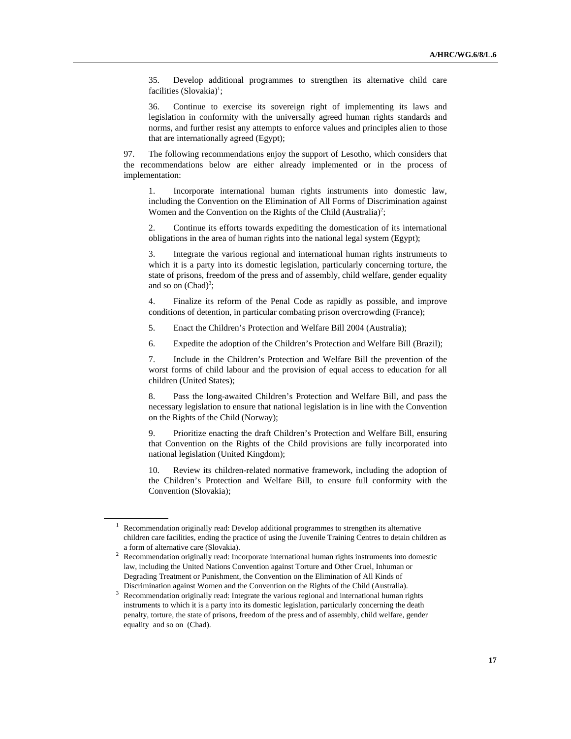35. Develop additional programmes to strengthen its alternative child care facilities (Slovakia)[1];

36. Continue to exercise its sovereign right of implementing its laws and legislation in conformity with the universally agreed human rights standards and norms, and further resist any attempts to enforce values and principles alien to those that are internationally agreed (Egypt);

97. The following recommendations enjoy the support of Lesotho, which considers that the recommendations below are either already implemented or in the process of implementation:

1. Incorporate international human rights instruments into domestic law, including the Convention on the Elimination of All Forms of Discrimination against Women and the Convention on the Rights of the Child (Australia)[2];

2. Continue its efforts towards expediting the domestication of its international obligations in the area of human rights into the national legal system (Egypt);

3. Integrate the various regional and international human rights instruments to which it is a party into its domestic legislation, particularly concerning torture, the state of prisons, freedom of the press and of assembly, child welfare, gender equality and so on (Chad)[3];

4. Finalize its reform of the Penal Code as rapidly as possible, and improve conditions of detention, in particular combating prison overcrowding (France);

5. Enact the Children's Protection and Welfare Bill 2004 (Australia);

6. Expedite the adoption of the Children's Protection and Welfare Bill (Brazil);

7. Include in the Children's Protection and Welfare Bill the prevention of the worst forms of child labour and the provision of equal access to education for all children (United States);

8. Pass the long-awaited Children's Protection and Welfare Bill, and pass the necessary legislation to ensure that national legislation is in line with the Convention on the Rights of the Child (Norway);

9. Prioritize enacting the draft Children's Protection and Welfare Bill, ensuring that Convention on the Rights of the Child provisions are fully incorporated into national legislation (United Kingdom);

10. Review its children-related normative framework, including the adoption of the Children's Protection and Welfare Bill, to ensure full conformity with the Convention (Slovakia);

---

[1] Recommendation originally read: Develop additional programmes to strengthen its alternative children care facilities, ending the practice of using the Juvenile Training Centres to detain children as a form of alternative care (Slovakia).

[2] Recommendation originally read: Incorporate international human rights instruments into domestic law, including the United Nations Convention against Torture and Other Cruel, Inhuman or Degrading Treatment or Punishment, the Convention on the Elimination of All Kinds of Discrimination against Women and the Convention on the Rights of the Child (Australia).

[3] Recommendation originally read: Integrate the various regional and international human rights instruments to which it is a party into its domestic legislation, particularly concerning the death penalty, torture, the state of prisons, freedom of the press and of assembly, child welfare, gender equality and so on (Chad).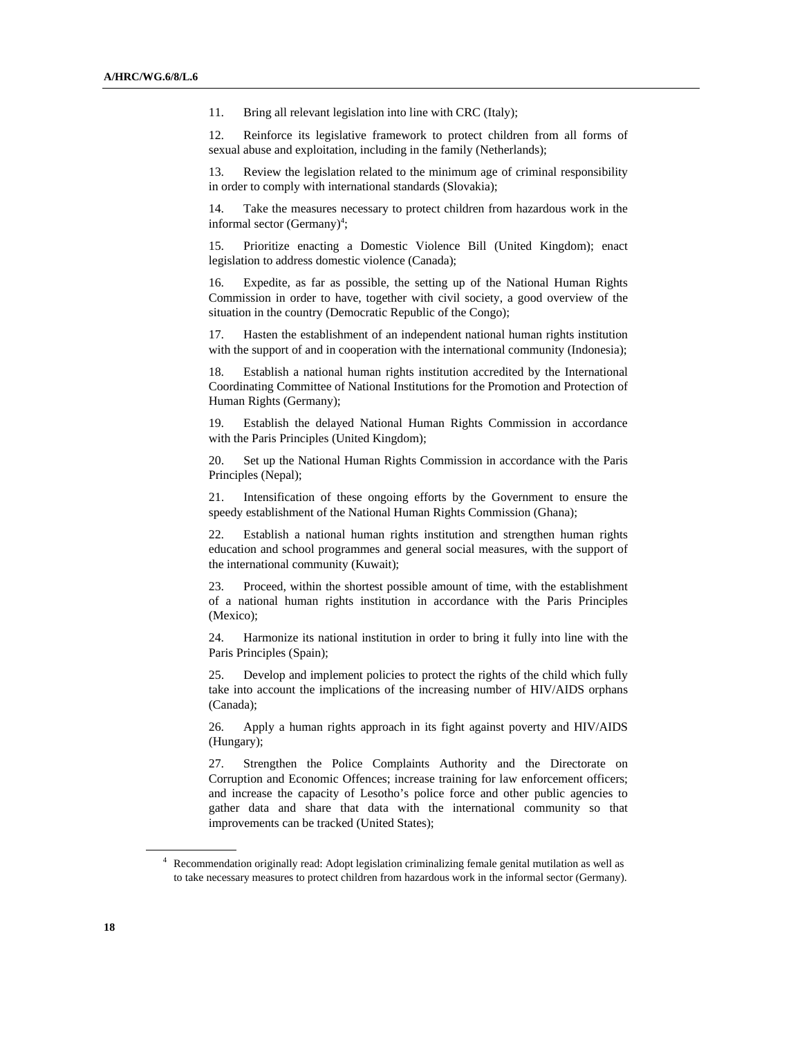11. Bring all relevant legislation into line with CRC (Italy);

12. Reinforce its legislative framework to protect children from all forms of sexual abuse and exploitation, including in the family (Netherlands);

13. Review the legislation related to the minimum age of criminal responsibility in order to comply with international standards (Slovakia);

14. Take the measures necessary to protect children from hazardous work in the informal sector (Germany)[4];

15. Prioritize enacting a Domestic Violence Bill (United Kingdom); enact legislation to address domestic violence (Canada);

16. Expedite, as far as possible, the setting up of the National Human Rights Commission in order to have, together with civil society, a good overview of the situation in the country (Democratic Republic of the Congo);

17. Hasten the establishment of an independent national human rights institution with the support of and in cooperation with the international community (Indonesia);

18. Establish a national human rights institution accredited by the International Coordinating Committee of National Institutions for the Promotion and Protection of Human Rights (Germany);

19. Establish the delayed National Human Rights Commission in accordance with the Paris Principles (United Kingdom);

20. Set up the National Human Rights Commission in accordance with the Paris Principles (Nepal);

21. Intensification of these ongoing efforts by the Government to ensure the speedy establishment of the National Human Rights Commission (Ghana);

22. Establish a national human rights institution and strengthen human rights education and school programmes and general social measures, with the support of the international community (Kuwait);

23. Proceed, within the shortest possible amount of time, with the establishment of a national human rights institution in accordance with the Paris Principles (Mexico);

24. Harmonize its national institution in order to bring it fully into line with the Paris Principles (Spain);

25. Develop and implement policies to protect the rights of the child which fully take into account the implications of the increasing number of HIV/AIDS orphans (Canada);

26. Apply a human rights approach in its fight against poverty and HIV/AIDS (Hungary);

27. Strengthen the Police Complaints Authority and the Directorate on Corruption and Economic Offences; increase training for law enforcement officers; and increase the capacity of Lesotho's police force and other public agencies to gather data and share that data with the international community so that improvements can be tracked (United States);

---

[4] Recommendation originally read: Adopt legislation criminalizing female genital mutilation as well as to take necessary measures to protect children from hazardous work in the informal sector (Germany).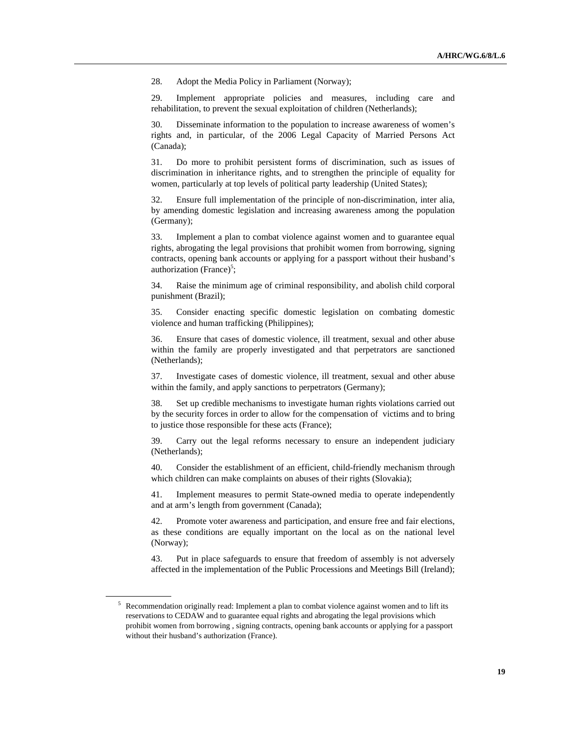28. Adopt the Media Policy in Parliament (Norway);

29. Implement appropriate policies and measures, including care and rehabilitation, to prevent the sexual exploitation of children (Netherlands);

30. Disseminate information to the population to increase awareness of women's rights and, in particular, of the 2006 Legal Capacity of Married Persons Act (Canada);

31. Do more to prohibit persistent forms of discrimination, such as issues of discrimination in inheritance rights, and to strengthen the principle of equality for women, particularly at top levels of political party leadership (United States);

32. Ensure full implementation of the principle of non-discrimination, inter alia, by amending domestic legislation and increasing awareness among the population (Germany);

33. Implement a plan to combat violence against women and to guarantee equal rights, abrogating the legal provisions that prohibit women from borrowing, signing contracts, opening bank accounts or applying for a passport without their husband's authorization (France)[5];

34. Raise the minimum age of criminal responsibility, and abolish child corporal punishment (Brazil);

35. Consider enacting specific domestic legislation on combating domestic violence and human trafficking (Philippines);

36. Ensure that cases of domestic violence, ill treatment, sexual and other abuse within the family are properly investigated and that perpetrators are sanctioned (Netherlands);

37. Investigate cases of domestic violence, ill treatment, sexual and other abuse within the family, and apply sanctions to perpetrators (Germany);

38. Set up credible mechanisms to investigate human rights violations carried out by the security forces in order to allow for the compensation of victims and to bring to justice those responsible for these acts (France);

39. Carry out the legal reforms necessary to ensure an independent judiciary (Netherlands);

40. Consider the establishment of an efficient, child-friendly mechanism through which children can make complaints on abuses of their rights (Slovakia);

41. Implement measures to permit State-owned media to operate independently and at arm's length from government (Canada);

42. Promote voter awareness and participation, and ensure free and fair elections, as these conditions are equally important on the local as on the national level (Norway);

43. Put in place safeguards to ensure that freedom of assembly is not adversely affected in the implementation of the Public Processions and Meetings Bill (Ireland);

---

[5] Recommendation originally read: Implement a plan to combat violence against women and to lift its reservations to CEDAW and to guarantee equal rights and abrogating the legal provisions which prohibit women from borrowing , signing contracts, opening bank accounts or applying for a passport without their husband's authorization (France).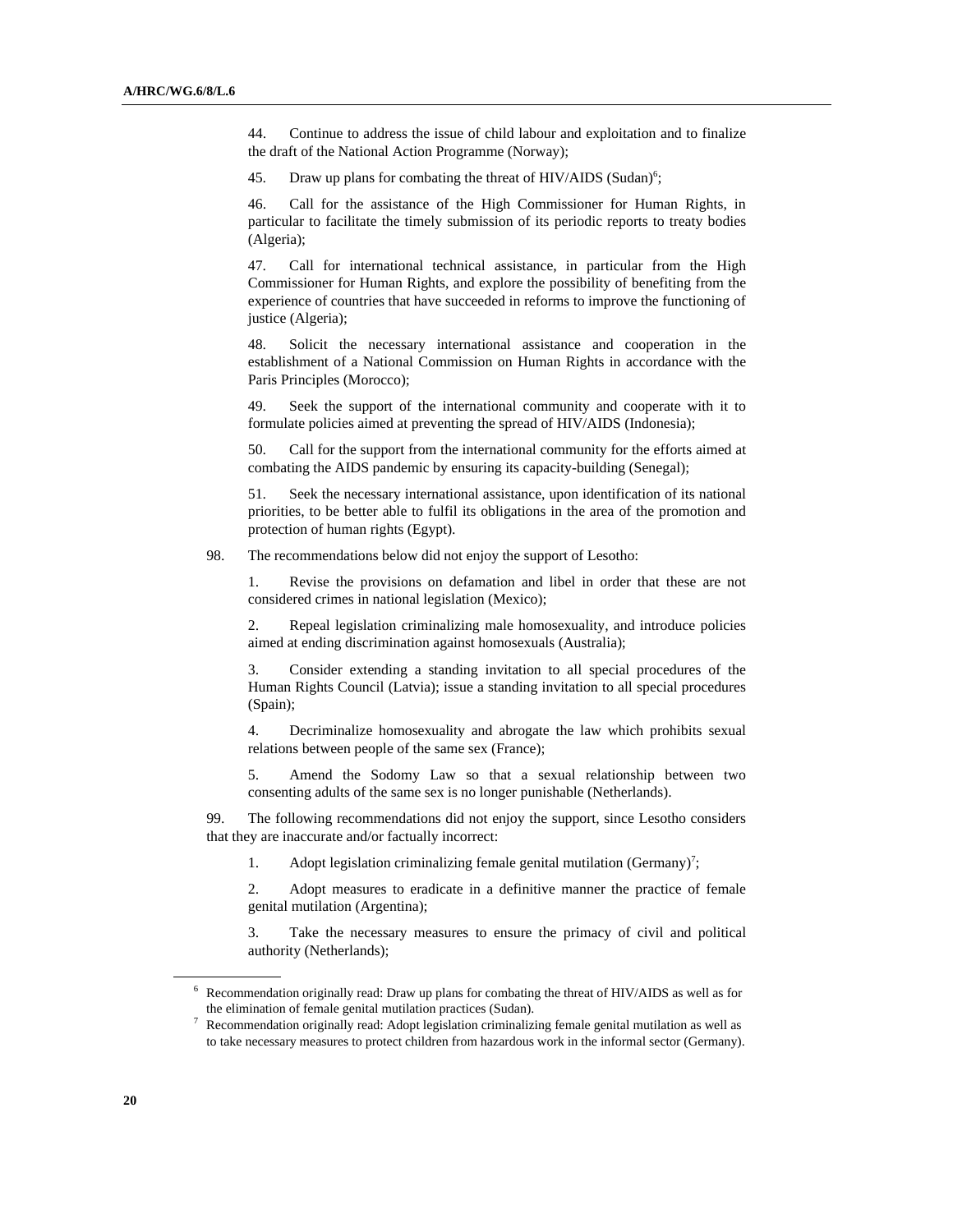44. Continue to address the issue of child labour and exploitation and to finalize the draft of the National Action Programme (Norway);

45. Draw up plans for combating the threat of HIV/AIDS (Sudan)[6];

46. Call for the assistance of the High Commissioner for Human Rights, in particular to facilitate the timely submission of its periodic reports to treaty bodies (Algeria);

47. Call for international technical assistance, in particular from the High Commissioner for Human Rights, and explore the possibility of benefiting from the experience of countries that have succeeded in reforms to improve the functioning of justice (Algeria);

48. Solicit the necessary international assistance and cooperation in the establishment of a National Commission on Human Rights in accordance with the Paris Principles (Morocco);

49. Seek the support of the international community and cooperate with it to formulate policies aimed at preventing the spread of HIV/AIDS (Indonesia);

50. Call for the support from the international community for the efforts aimed at combating the AIDS pandemic by ensuring its capacity-building (Senegal);

51. Seek the necessary international assistance, upon identification of its national priorities, to be better able to fulfil its obligations in the area of the promotion and protection of human rights (Egypt).

98. The recommendations below did not enjoy the support of Lesotho:

1. Revise the provisions on defamation and libel in order that these are not considered crimes in national legislation (Mexico);

2. Repeal legislation criminalizing male homosexuality, and introduce policies aimed at ending discrimination against homosexuals (Australia);

3. Consider extending a standing invitation to all special procedures of the Human Rights Council (Latvia); issue a standing invitation to all special procedures (Spain);

4. Decriminalize homosexuality and abrogate the law which prohibits sexual relations between people of the same sex (France);

5. Amend the Sodomy Law so that a sexual relationship between two consenting adults of the same sex is no longer punishable (Netherlands).

99. The following recommendations did not enjoy the support, since Lesotho considers that they are inaccurate and/or factually incorrect:

1. Adopt legislation criminalizing female genital mutilation (Germany)[7];

2. Adopt measures to eradicate in a definitive manner the practice of female genital mutilation (Argentina);

3. Take the necessary measures to ensure the primacy of civil and political authority (Netherlands);

---

[6] Recommendation originally read: Draw up plans for combating the threat of HIV/AIDS as well as for the elimination of female genital mutilation practices (Sudan).

[7] Recommendation originally read: Adopt legislation criminalizing female genital mutilation as well as to take necessary measures to protect children from hazardous work in the informal sector (Germany).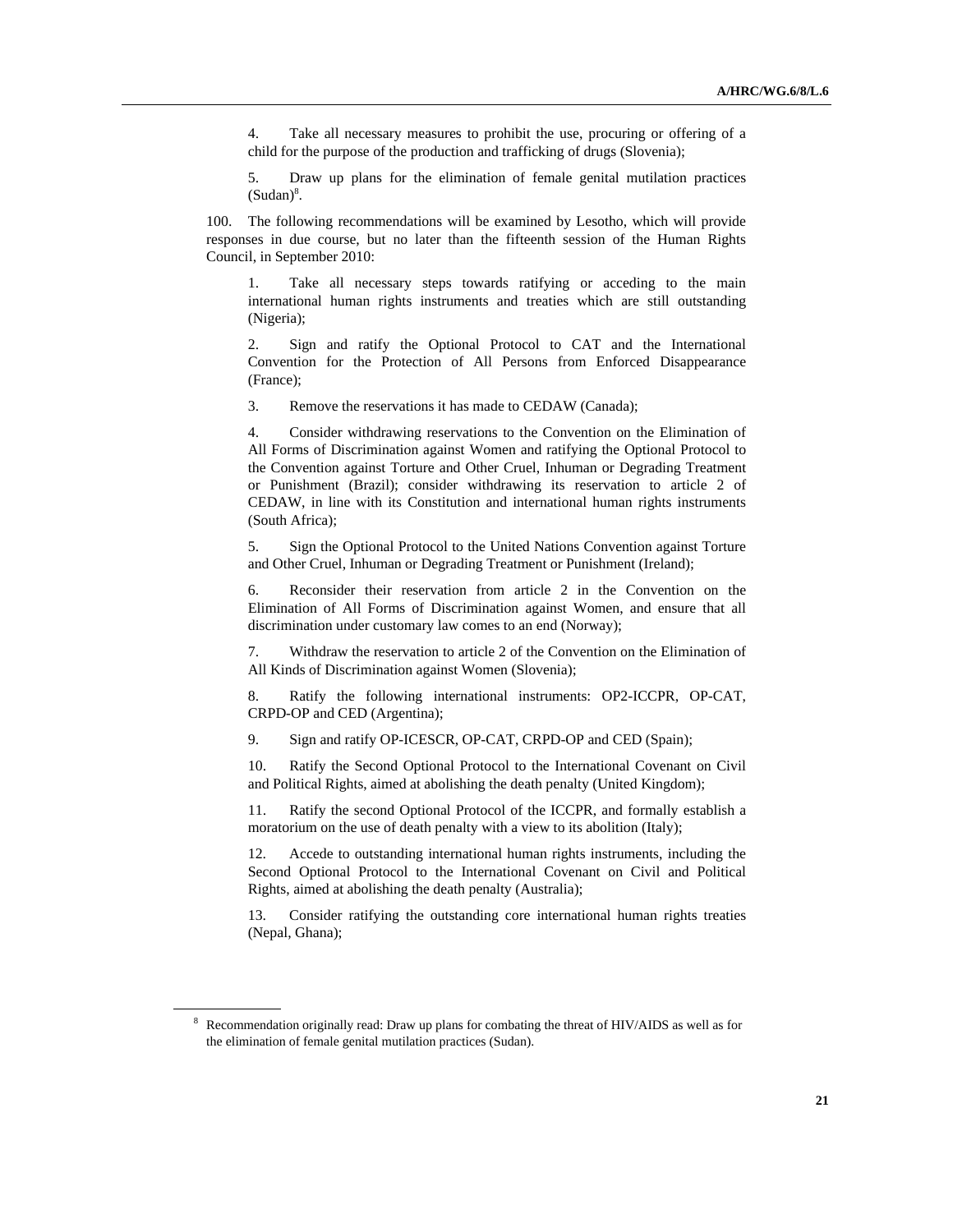4. Take all necessary measures to prohibit the use, procuring or offering of a child for the purpose of the production and trafficking of drugs (Slovenia);

5. Draw up plans for the elimination of female genital mutilation practices (Sudan)[8].

100. The following recommendations will be examined by Lesotho, which will provide responses in due course, but no later than the fifteenth session of the Human Rights Council, in September 2010:

1. Take all necessary steps towards ratifying or acceding to the main international human rights instruments and treaties which are still outstanding (Nigeria);

2. Sign and ratify the Optional Protocol to CAT and the International Convention for the Protection of All Persons from Enforced Disappearance (France);

3. Remove the reservations it has made to CEDAW (Canada);

4. Consider withdrawing reservations to the Convention on the Elimination of All Forms of Discrimination against Women and ratifying the Optional Protocol to the Convention against Torture and Other Cruel, Inhuman or Degrading Treatment or Punishment (Brazil); consider withdrawing its reservation to article 2 of CEDAW, in line with its Constitution and international human rights instruments (South Africa);

5. Sign the Optional Protocol to the United Nations Convention against Torture and Other Cruel, Inhuman or Degrading Treatment or Punishment (Ireland);

6. Reconsider their reservation from article 2 in the Convention on the Elimination of All Forms of Discrimination against Women, and ensure that all discrimination under customary law comes to an end (Norway);

7. Withdraw the reservation to article 2 of the Convention on the Elimination of All Kinds of Discrimination against Women (Slovenia);

8. Ratify the following international instruments: OP2-ICCPR, OP-CAT, CRPD-OP and CED (Argentina);

9. Sign and ratify OP-ICESCR, OP-CAT, CRPD-OP and CED (Spain);

10. Ratify the Second Optional Protocol to the International Covenant on Civil and Political Rights, aimed at abolishing the death penalty (United Kingdom);

11. Ratify the second Optional Protocol of the ICCPR, and formally establish a moratorium on the use of death penalty with a view to its abolition (Italy);

12. Accede to outstanding international human rights instruments, including the Second Optional Protocol to the International Covenant on Civil and Political Rights, aimed at abolishing the death penalty (Australia);

13. Consider ratifying the outstanding core international human rights treaties (Nepal, Ghana);

[8] Recommendation originally read: Draw up plans for combating the threat of HIV/AIDS as well as for the elimination of female genital mutilation practices (Sudan).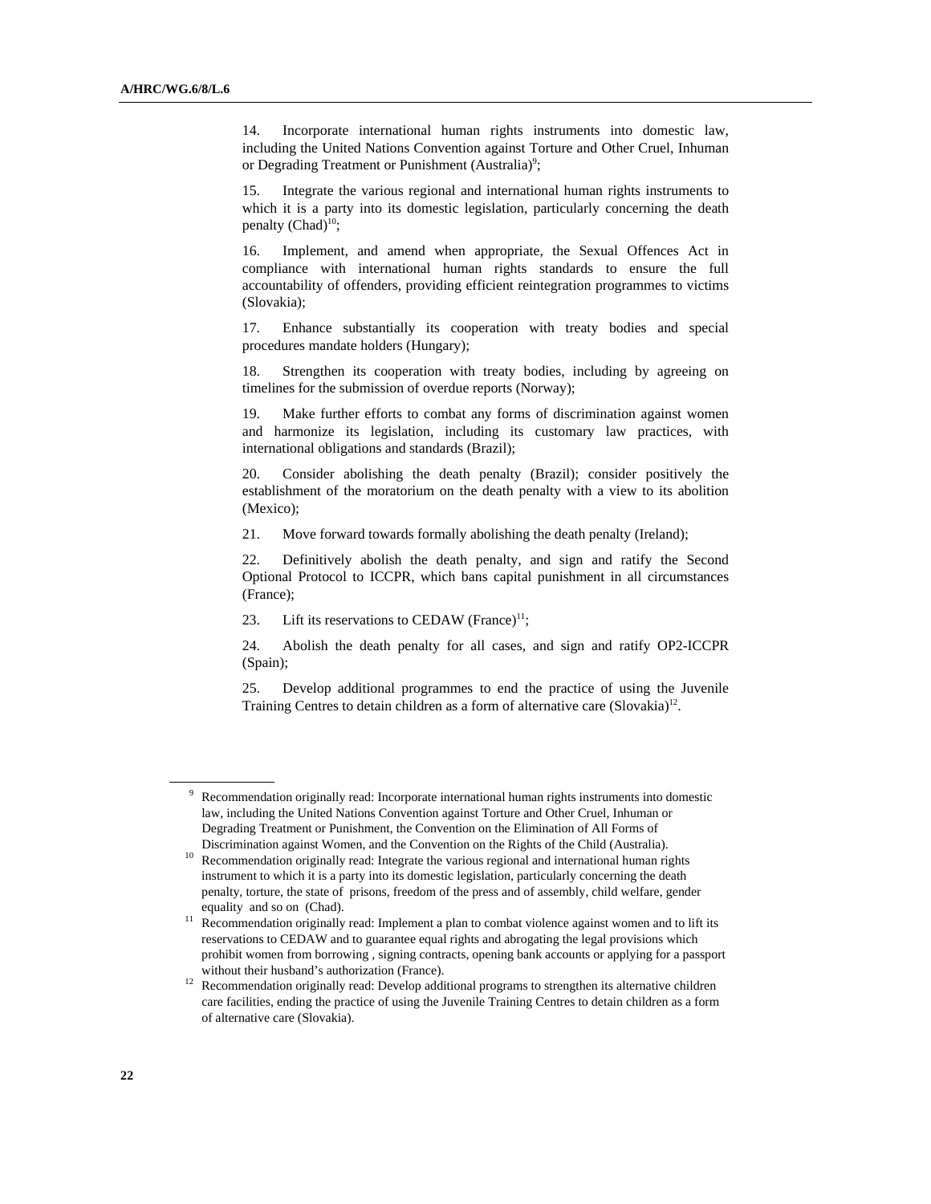14. Incorporate international human rights instruments into domestic law, including the United Nations Convention against Torture and Other Cruel, Inhuman or Degrading Treatment or Punishment (Australia)[9];

15. Integrate the various regional and international human rights instruments to which it is a party into its domestic legislation, particularly concerning the death penalty (Chad)[10];

16. Implement, and amend when appropriate, the Sexual Offences Act in compliance with international human rights standards to ensure the full accountability of offenders, providing efficient reintegration programmes to victims (Slovakia);

17. Enhance substantially its cooperation with treaty bodies and special procedures mandate holders (Hungary);

18. Strengthen its cooperation with treaty bodies, including by agreeing on timelines for the submission of overdue reports (Norway);

19. Make further efforts to combat any forms of discrimination against women and harmonize its legislation, including its customary law practices, with international obligations and standards (Brazil);

20. Consider abolishing the death penalty (Brazil); consider positively the establishment of the moratorium on the death penalty with a view to its abolition (Mexico);

21. Move forward towards formally abolishing the death penalty (Ireland);

22. Definitively abolish the death penalty, and sign and ratify the Second Optional Protocol to ICCPR, which bans capital punishment in all circumstances (France);

23. Lift its reservations to CEDAW (France)[11];

24. Abolish the death penalty for all cases, and sign and ratify OP2-ICCPR (Spain);

25. Develop additional programmes to end the practice of using the Juvenile Training Centres to detain children as a form of alternative care (Slovakia)[12].

---

[9] Recommendation originally read: Incorporate international human rights instruments into domestic law, including the United Nations Convention against Torture and Other Cruel, Inhuman or Degrading Treatment or Punishment, the Convention on the Elimination of All Forms of Discrimination against Women, and the Convention on the Rights of the Child (Australia).

[10] Recommendation originally read: Integrate the various regional and international human rights instrument to which it is a party into its domestic legislation, particularly concerning the death penalty, torture, the state of prisons, freedom of the press and of assembly, child welfare, gender equality and so on (Chad).

[11] Recommendation originally read: Implement a plan to combat violence against women and to lift its reservations to CEDAW and to guarantee equal rights and abrogating the legal provisions which prohibit women from borrowing , signing contracts, opening bank accounts or applying for a passport without their husband's authorization (France).

[12] Recommendation originally read: Develop additional programs to strengthen its alternative children care facilities, ending the practice of using the Juvenile Training Centres to detain children as a form of alternative care (Slovakia).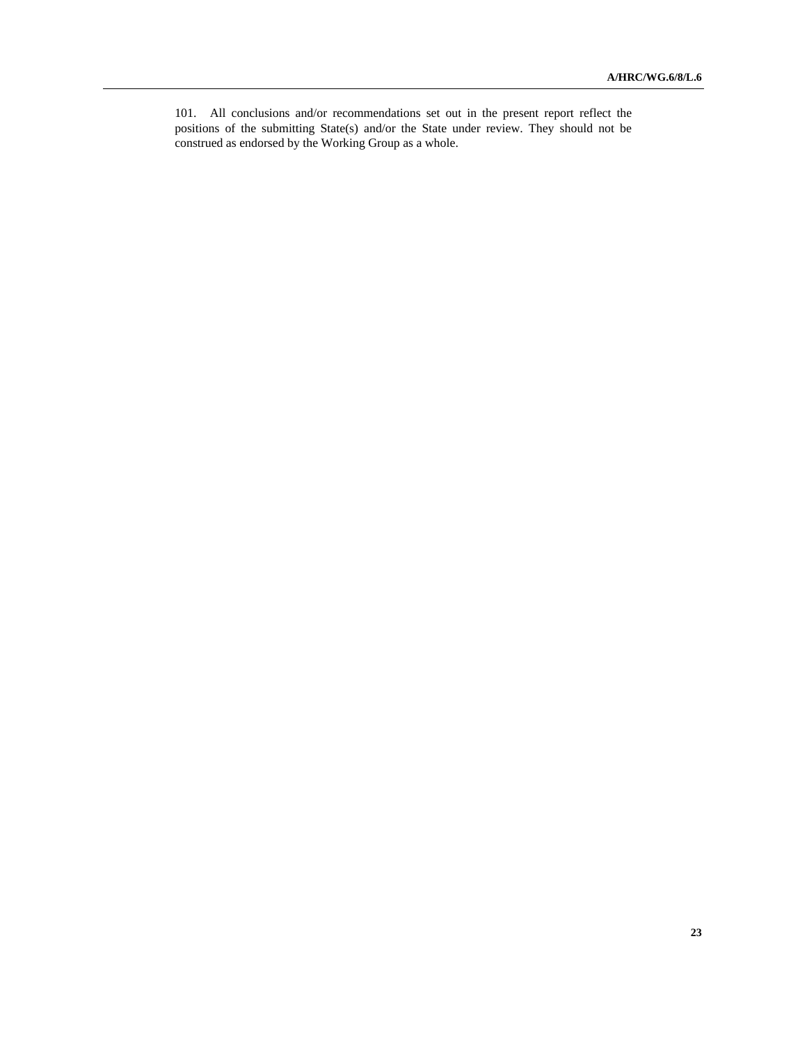101. All conclusions and/or recommendations set out in the present report reflect the positions of the submitting State(s) and/or the State under review. They should not be construed as endorsed by the Working Group as a whole.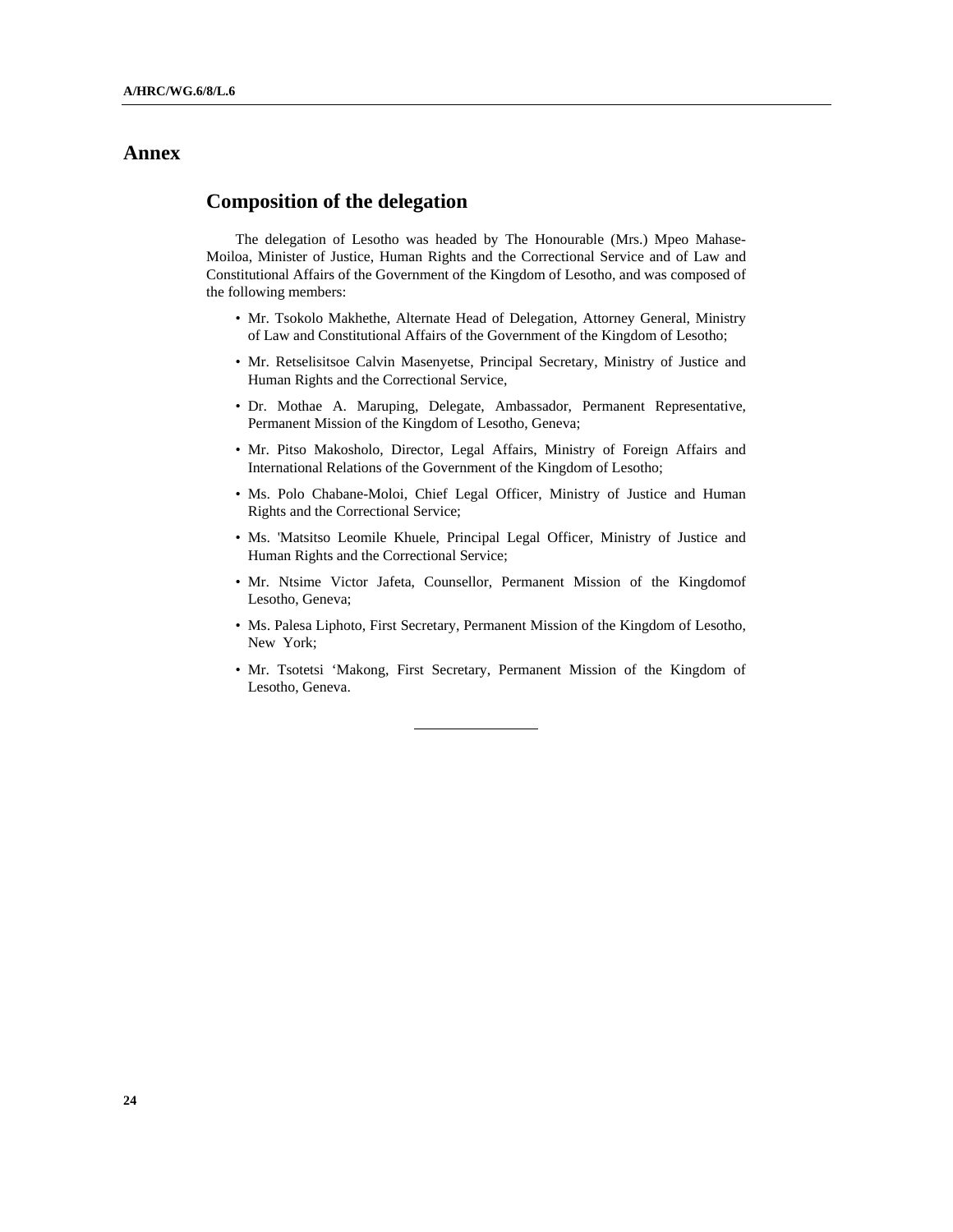# Annex

## Composition of the delegation

The delegation of Lesotho was headed by The Honourable (Mrs.) Mpeo Mahase-Moiloa, Minister of Justice, Human Rights and the Correctional Service and of Law and Constitutional Affairs of the Government of the Kingdom of Lesotho, and was composed of the following members:

- Mr. Tsokolo Makhethe, Alternate Head of Delegation, Attorney General, Ministry of Law and Constitutional Affairs of the Government of the Kingdom of Lesotho;
- Mr. Retselisitsoe Calvin Masenyetse, Principal Secretary, Ministry of Justice and Human Rights and the Correctional Service,
- Dr. Mothae A. Maruping, Delegate, Ambassador, Permanent Representative, Permanent Mission of the Kingdom of Lesotho, Geneva;
- Mr. Pitso Makosholo, Director, Legal Affairs, Ministry of Foreign Affairs and International Relations of the Government of the Kingdom of Lesotho;
- Ms. Polo Chabane-Moloi, Chief Legal Officer, Ministry of Justice and Human Rights and the Correctional Service;
- Ms. 'Matsitso Leomile Khuele, Principal Legal Officer, Ministry of Justice and Human Rights and the Correctional Service;
- Mr. Ntsime Victor Jafeta, Counsellor, Permanent Mission of the Kingdomof Lesotho, Geneva;
- Ms. Palesa Liphoto, First Secretary, Permanent Mission of the Kingdom of Lesotho, New York;
- Mr. Tsotetsi ‘Makong, First Secretary, Permanent Mission of the Kingdom of Lesotho, Geneva.